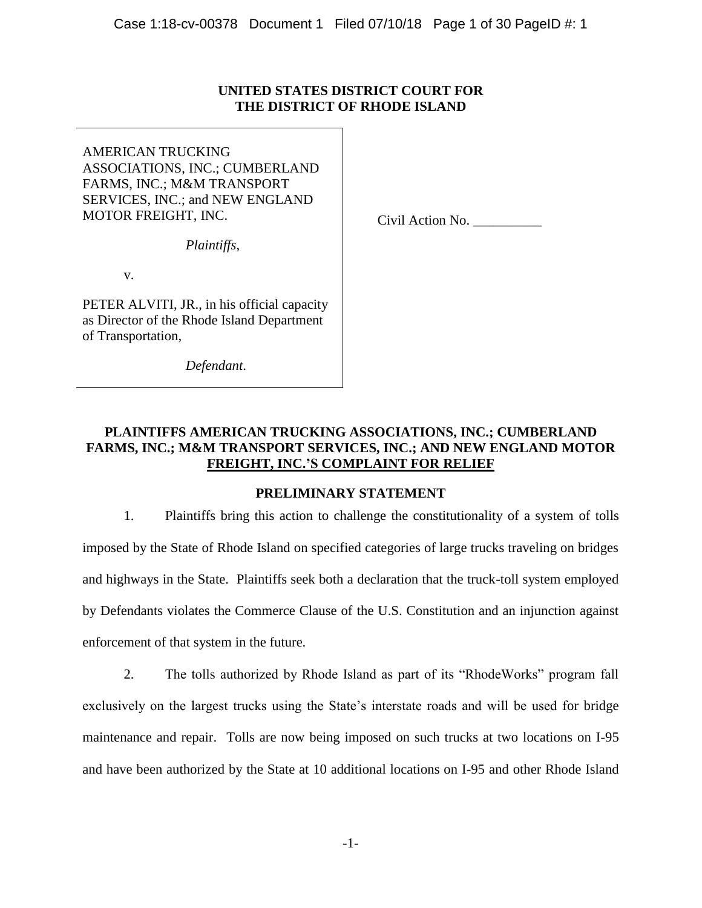**UNITED STATES DISTRICT COURT FOR**
**THE DISTRICT OF RHODE ISLAND**

AMERICAN TRUCKING ASSOCIATIONS, INC.; CUMBERLAND FARMS, INC.; M&M TRANSPORT SERVICES, INC.; and NEW ENGLAND MOTOR FREIGHT, INC.

*Plaintiffs*,

v.

PETER ALVITI, JR., in his official capacity as Director of the Rhode Island Department of Transportation,

*Defendant*.

Civil Action No. __________

**PLAINTIFFS AMERICAN TRUCKING ASSOCIATIONS, INC.; CUMBERLAND FARMS, INC.; M&M TRANSPORT SERVICES, INC.; AND NEW ENGLAND MOTOR FREIGHT, INC.'S COMPLAINT FOR RELIEF**

## PRELIMINARY STATEMENT

1. Plaintiffs bring this action to challenge the constitutionality of a system of tolls imposed by the State of Rhode Island on specified categories of large trucks traveling on bridges and highways in the State. Plaintiffs seek both a declaration that the truck-toll system employed by Defendants violates the Commerce Clause of the U.S. Constitution and an injunction against enforcement of that system in the future.

2. The tolls authorized by Rhode Island as part of its "RhodeWorks" program fall exclusively on the largest trucks using the State's interstate roads and will be used for bridge maintenance and repair. Tolls are now being imposed on such trucks at two locations on I-95 and have been authorized by the State at 10 additional locations on I-95 and other Rhode Island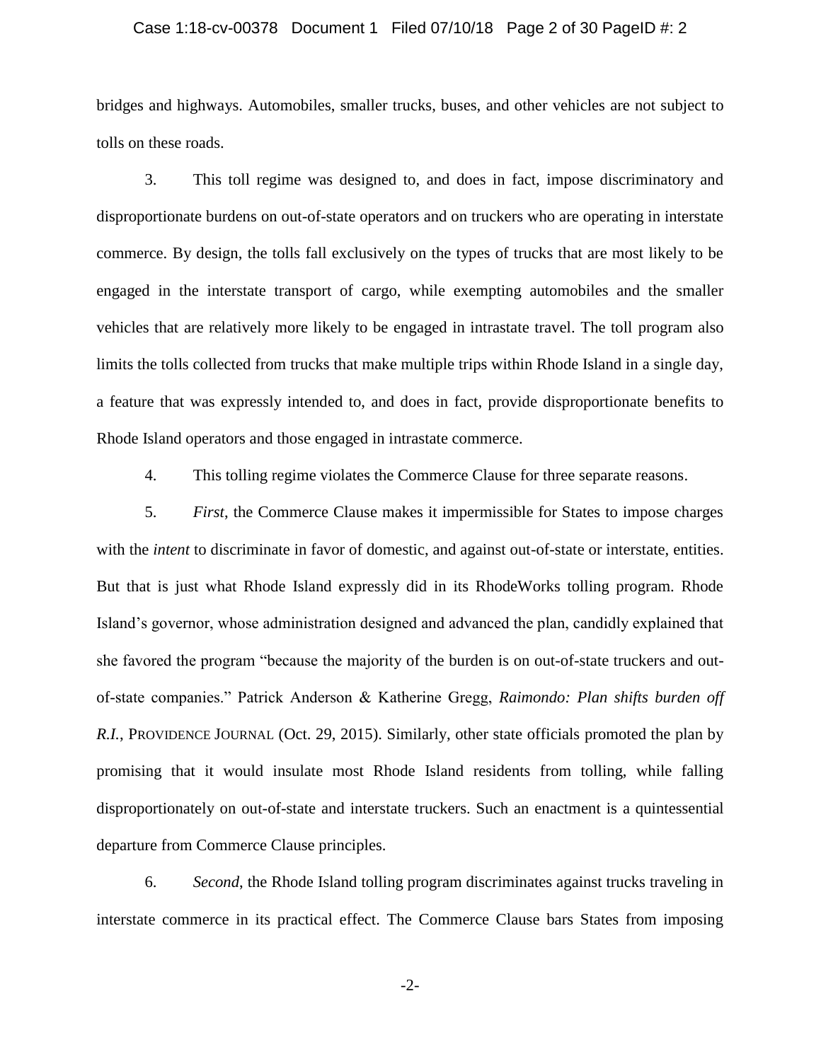bridges and highways. Automobiles, smaller trucks, buses, and other vehicles are not subject to tolls on these roads.

3. This toll regime was designed to, and does in fact, impose discriminatory and disproportionate burdens on out-of-state operators and on truckers who are operating in interstate commerce. By design, the tolls fall exclusively on the types of trucks that are most likely to be engaged in the interstate transport of cargo, while exempting automobiles and the smaller vehicles that are relatively more likely to be engaged in intrastate travel. The toll program also limits the tolls collected from trucks that make multiple trips within Rhode Island in a single day, a feature that was expressly intended to, and does in fact, provide disproportionate benefits to Rhode Island operators and those engaged in intrastate commerce.

4. This tolling regime violates the Commerce Clause for three separate reasons.

5. *First*, the Commerce Clause makes it impermissible for States to impose charges with the *intent* to discriminate in favor of domestic, and against out-of-state or interstate, entities. But that is just what Rhode Island expressly did in its RhodeWorks tolling program. Rhode Island's governor, whose administration designed and advanced the plan, candidly explained that she favored the program "because the majority of the burden is on out-of-state truckers and out-of-state companies." Patrick Anderson & Katherine Gregg, *Raimondo: Plan shifts burden off R.I.*, PROVIDENCE JOURNAL (Oct. 29, 2015). Similarly, other state officials promoted the plan by promising that it would insulate most Rhode Island residents from tolling, while falling disproportionately on out-of-state and interstate truckers. Such an enactment is a quintessential departure from Commerce Clause principles.

6. *Second*, the Rhode Island tolling program discriminates against trucks traveling in interstate commerce in its practical effect. The Commerce Clause bars States from imposing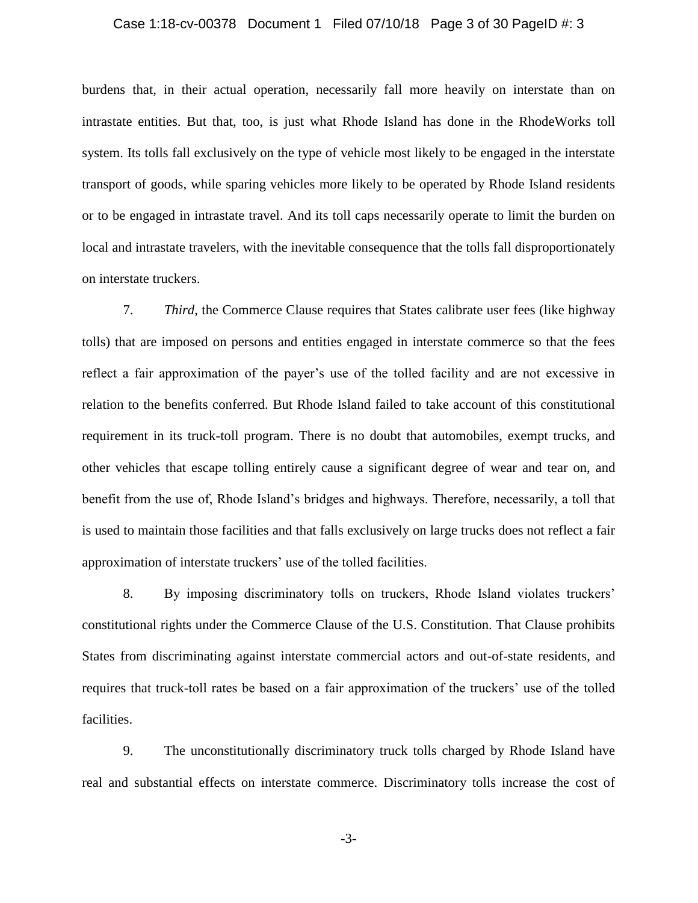burdens that, in their actual operation, necessarily fall more heavily on interstate than on intrastate entities. But that, too, is just what Rhode Island has done in the RhodeWorks toll system. Its tolls fall exclusively on the type of vehicle most likely to be engaged in the interstate transport of goods, while sparing vehicles more likely to be operated by Rhode Island residents or to be engaged in intrastate travel. And its toll caps necessarily operate to limit the burden on local and intrastate travelers, with the inevitable consequence that the tolls fall disproportionately on interstate truckers.

7. *Third*, the Commerce Clause requires that States calibrate user fees (like highway tolls) that are imposed on persons and entities engaged in interstate commerce so that the fees reflect a fair approximation of the payer's use of the tolled facility and are not excessive in relation to the benefits conferred. But Rhode Island failed to take account of this constitutional requirement in its truck-toll program. There is no doubt that automobiles, exempt trucks, and other vehicles that escape tolling entirely cause a significant degree of wear and tear on, and benefit from the use of, Rhode Island's bridges and highways. Therefore, necessarily, a toll that is used to maintain those facilities and that falls exclusively on large trucks does not reflect a fair approximation of interstate truckers' use of the tolled facilities.

8. By imposing discriminatory tolls on truckers, Rhode Island violates truckers' constitutional rights under the Commerce Clause of the U.S. Constitution. That Clause prohibits States from discriminating against interstate commercial actors and out-of-state residents, and requires that truck-toll rates be based on a fair approximation of the truckers' use of the tolled facilities.

9. The unconstitutionally discriminatory truck tolls charged by Rhode Island have real and substantial effects on interstate commerce. Discriminatory tolls increase the cost of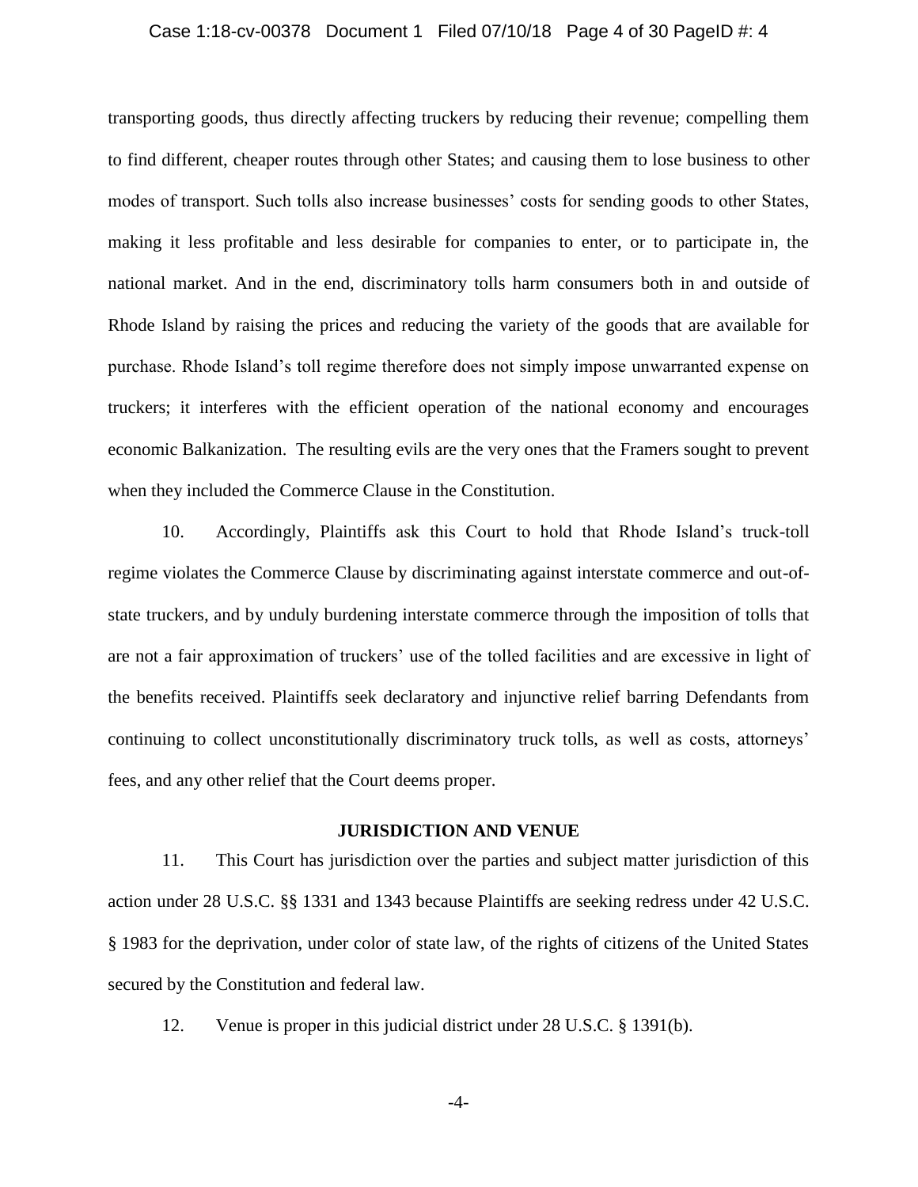transporting goods, thus directly affecting truckers by reducing their revenue; compelling them to find different, cheaper routes through other States; and causing them to lose business to other modes of transport. Such tolls also increase businesses' costs for sending goods to other States, making it less profitable and less desirable for companies to enter, or to participate in, the national market. And in the end, discriminatory tolls harm consumers both in and outside of Rhode Island by raising the prices and reducing the variety of the goods that are available for purchase. Rhode Island's toll regime therefore does not simply impose unwarranted expense on truckers; it interferes with the efficient operation of the national economy and encourages economic Balkanization. The resulting evils are the very ones that the Framers sought to prevent when they included the Commerce Clause in the Constitution.

10. Accordingly, Plaintiffs ask this Court to hold that Rhode Island's truck-toll regime violates the Commerce Clause by discriminating against interstate commerce and out-of-state truckers, and by unduly burdening interstate commerce through the imposition of tolls that are not a fair approximation of truckers' use of the tolled facilities and are excessive in light of the benefits received. Plaintiffs seek declaratory and injunctive relief barring Defendants from continuing to collect unconstitutionally discriminatory truck tolls, as well as costs, attorneys' fees, and any other relief that the Court deems proper.

## JURISDICTION AND VENUE

11. This Court has jurisdiction over the parties and subject matter jurisdiction of this action under 28 U.S.C. §§ 1331 and 1343 because Plaintiffs are seeking redress under 42 U.S.C. § 1983 for the deprivation, under color of state law, of the rights of citizens of the United States secured by the Constitution and federal law.

12. Venue is proper in this judicial district under 28 U.S.C. § 1391(b).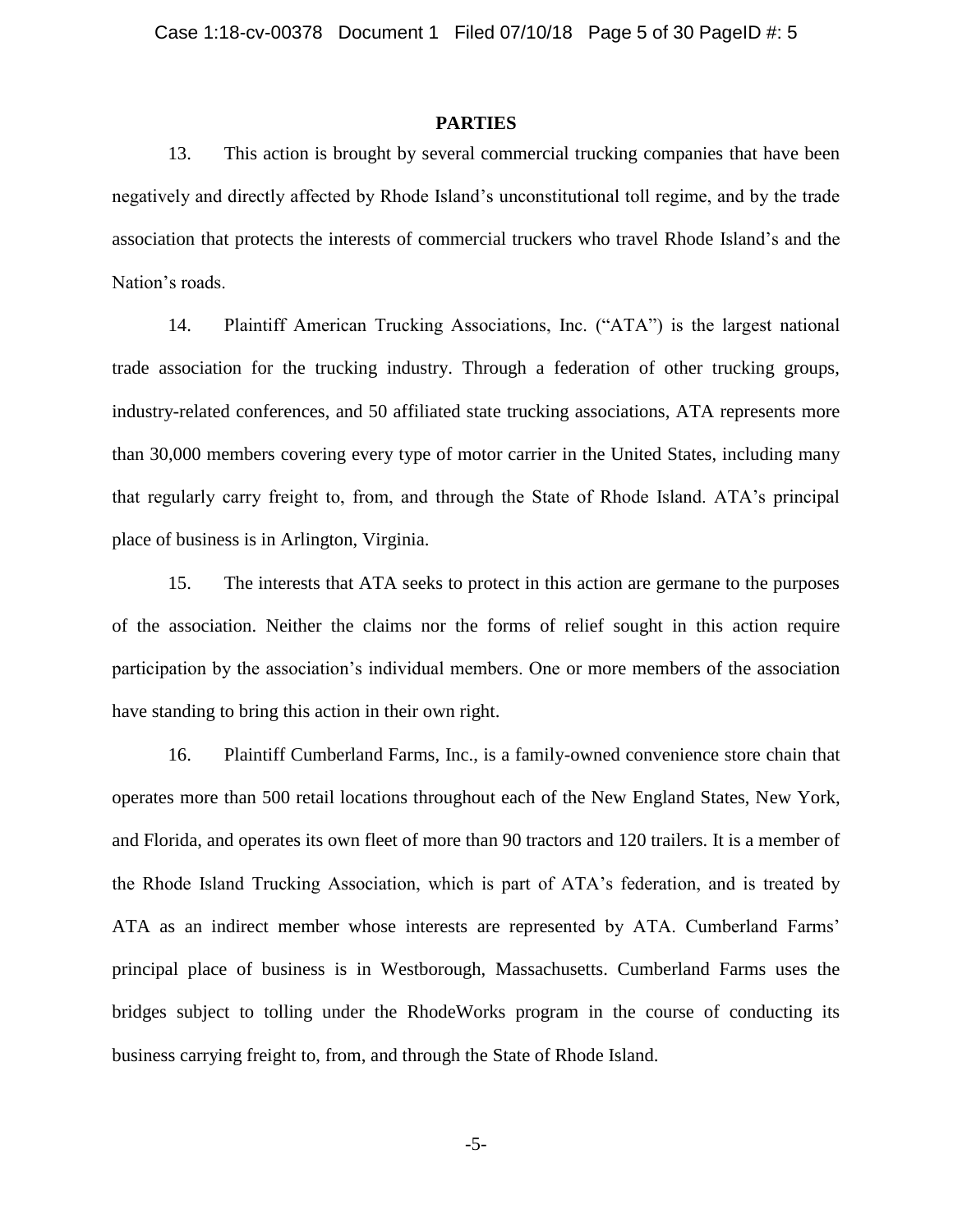## PARTIES

13. This action is brought by several commercial trucking companies that have been negatively and directly affected by Rhode Island's unconstitutional toll regime, and by the trade association that protects the interests of commercial truckers who travel Rhode Island's and the Nation's roads.

14. Plaintiff American Trucking Associations, Inc. ("ATA") is the largest national trade association for the trucking industry. Through a federation of other trucking groups, industry-related conferences, and 50 affiliated state trucking associations, ATA represents more than 30,000 members covering every type of motor carrier in the United States, including many that regularly carry freight to, from, and through the State of Rhode Island. ATA's principal place of business is in Arlington, Virginia.

15. The interests that ATA seeks to protect in this action are germane to the purposes of the association. Neither the claims nor the forms of relief sought in this action require participation by the association's individual members. One or more members of the association have standing to bring this action in their own right.

16. Plaintiff Cumberland Farms, Inc., is a family-owned convenience store chain that operates more than 500 retail locations throughout each of the New England States, New York, and Florida, and operates its own fleet of more than 90 tractors and 120 trailers. It is a member of the Rhode Island Trucking Association, which is part of ATA's federation, and is treated by ATA as an indirect member whose interests are represented by ATA. Cumberland Farms' principal place of business is in Westborough, Massachusetts. Cumberland Farms uses the bridges subject to tolling under the RhodeWorks program in the course of conducting its business carrying freight to, from, and through the State of Rhode Island.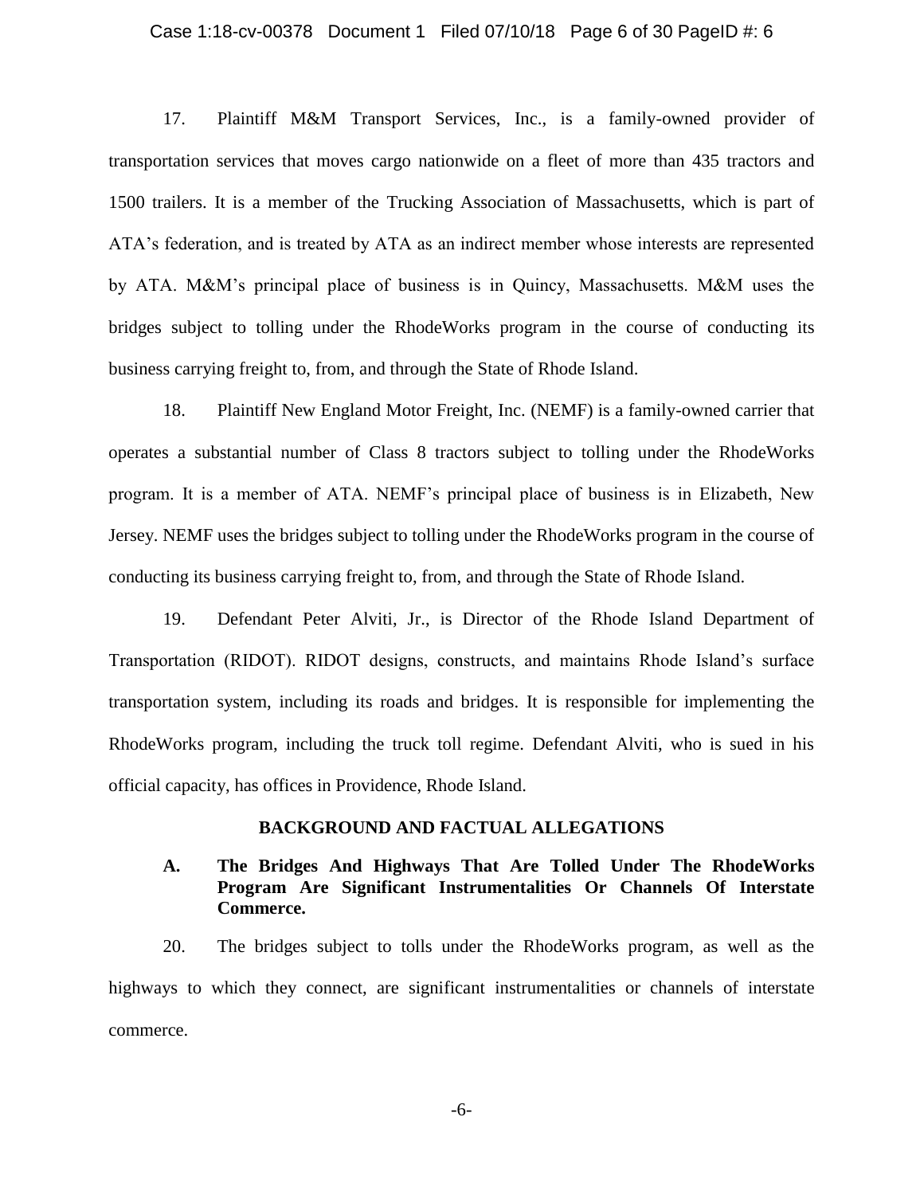17. Plaintiff M&M Transport Services, Inc., is a family-owned provider of transportation services that moves cargo nationwide on a fleet of more than 435 tractors and 1500 trailers. It is a member of the Trucking Association of Massachusetts, which is part of ATA's federation, and is treated by ATA as an indirect member whose interests are represented by ATA. M&M's principal place of business is in Quincy, Massachusetts. M&M uses the bridges subject to tolling under the RhodeWorks program in the course of conducting its business carrying freight to, from, and through the State of Rhode Island.

18. Plaintiff New England Motor Freight, Inc. (NEMF) is a family-owned carrier that operates a substantial number of Class 8 tractors subject to tolling under the RhodeWorks program. It is a member of ATA. NEMF's principal place of business is in Elizabeth, New Jersey. NEMF uses the bridges subject to tolling under the RhodeWorks program in the course of conducting its business carrying freight to, from, and through the State of Rhode Island.

19. Defendant Peter Alviti, Jr., is Director of the Rhode Island Department of Transportation (RIDOT). RIDOT designs, constructs, and maintains Rhode Island's surface transportation system, including its roads and bridges. It is responsible for implementing the RhodeWorks program, including the truck toll regime. Defendant Alviti, who is sued in his official capacity, has offices in Providence, Rhode Island.

## BACKGROUND AND FACTUAL ALLEGATIONS

### A. The Bridges And Highways That Are Tolled Under The RhodeWorks Program Are Significant Instrumentalities Or Channels Of Interstate Commerce.

20. The bridges subject to tolls under the RhodeWorks program, as well as the highways to which they connect, are significant instrumentalities or channels of interstate commerce.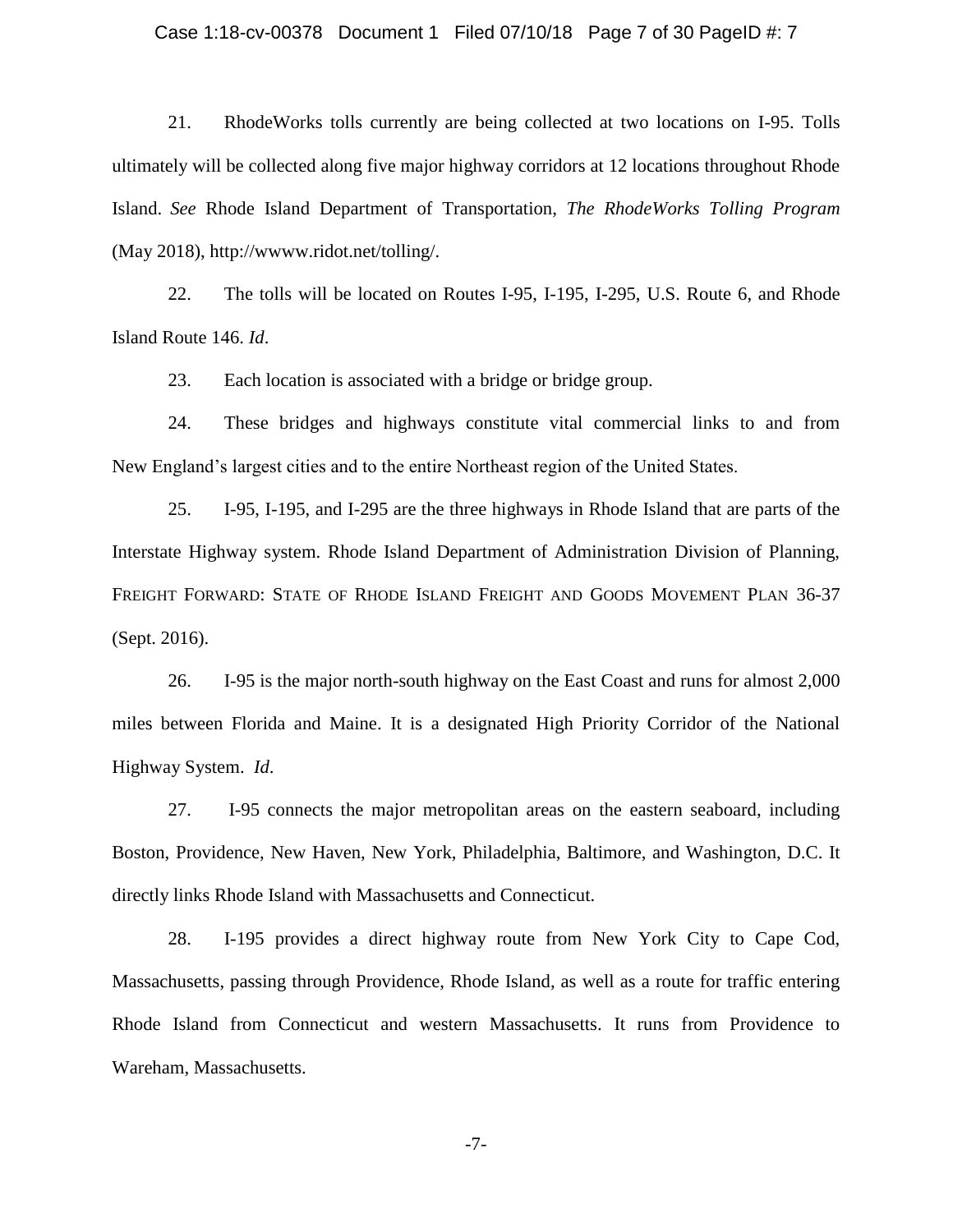21. RhodeWorks tolls currently are being collected at two locations on I-95. Tolls ultimately will be collected along five major highway corridors at 12 locations throughout Rhode Island. *See* Rhode Island Department of Transportation, *The RhodeWorks Tolling Program* (May 2018), http://wwww.ridot.net/tolling/.

22. The tolls will be located on Routes I-95, I-195, I-295, U.S. Route 6, and Rhode Island Route 146. *Id*.

23. Each location is associated with a bridge or bridge group.

24. These bridges and highways constitute vital commercial links to and from New England's largest cities and to the entire Northeast region of the United States.

25. I-95, I-195, and I-295 are the three highways in Rhode Island that are parts of the Interstate Highway system. Rhode Island Department of Administration Division of Planning, FREIGHT FORWARD: STATE OF RHODE ISLAND FREIGHT AND GOODS MOVEMENT PLAN 36-37 (Sept. 2016).

26. I-95 is the major north-south highway on the East Coast and runs for almost 2,000 miles between Florida and Maine. It is a designated High Priority Corridor of the National Highway System. *Id*.

27. I-95 connects the major metropolitan areas on the eastern seaboard, including Boston, Providence, New Haven, New York, Philadelphia, Baltimore, and Washington, D.C. It directly links Rhode Island with Massachusetts and Connecticut.

28. I-195 provides a direct highway route from New York City to Cape Cod, Massachusetts, passing through Providence, Rhode Island, as well as a route for traffic entering Rhode Island from Connecticut and western Massachusetts. It runs from Providence to Wareham, Massachusetts.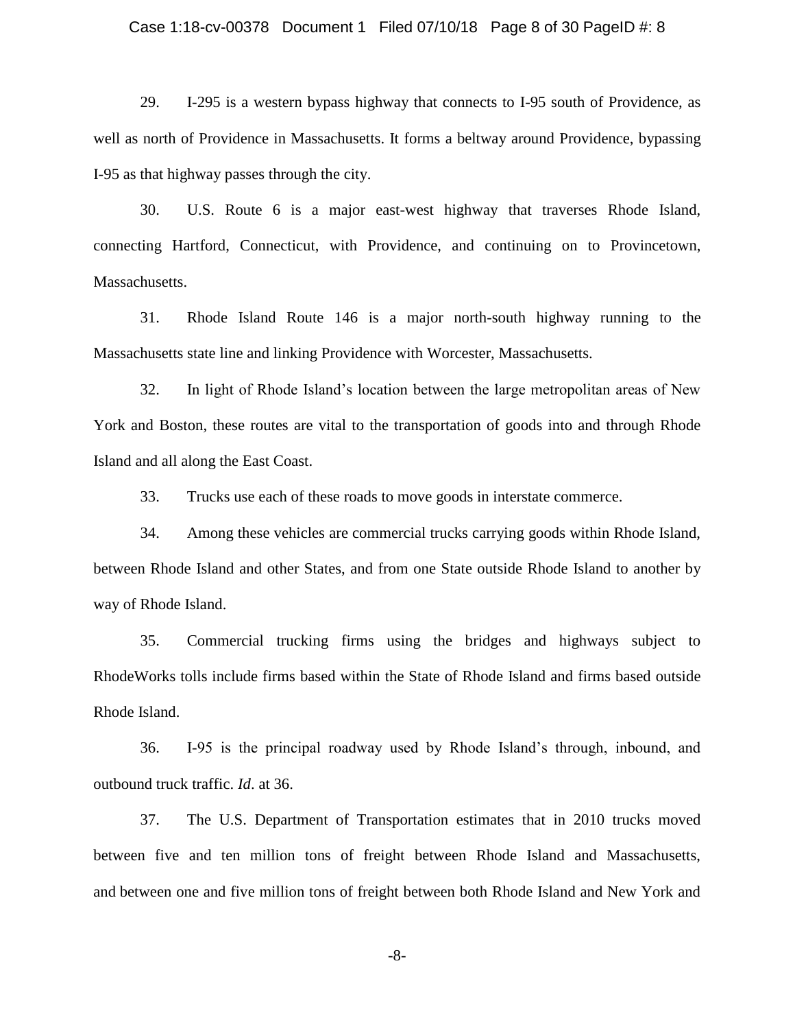29. I-295 is a western bypass highway that connects to I-95 south of Providence, as well as north of Providence in Massachusetts. It forms a beltway around Providence, bypassing I-95 as that highway passes through the city.

30. U.S. Route 6 is a major east-west highway that traverses Rhode Island, connecting Hartford, Connecticut, with Providence, and continuing on to Provincetown, Massachusetts.

31. Rhode Island Route 146 is a major north-south highway running to the Massachusetts state line and linking Providence with Worcester, Massachusetts.

32. In light of Rhode Island's location between the large metropolitan areas of New York and Boston, these routes are vital to the transportation of goods into and through Rhode Island and all along the East Coast.

33. Trucks use each of these roads to move goods in interstate commerce.

34. Among these vehicles are commercial trucks carrying goods within Rhode Island, between Rhode Island and other States, and from one State outside Rhode Island to another by way of Rhode Island.

35. Commercial trucking firms using the bridges and highways subject to RhodeWorks tolls include firms based within the State of Rhode Island and firms based outside Rhode Island.

36. I-95 is the principal roadway used by Rhode Island's through, inbound, and outbound truck traffic. *Id*. at 36.

37. The U.S. Department of Transportation estimates that in 2010 trucks moved between five and ten million tons of freight between Rhode Island and Massachusetts, and between one and five million tons of freight between both Rhode Island and New York and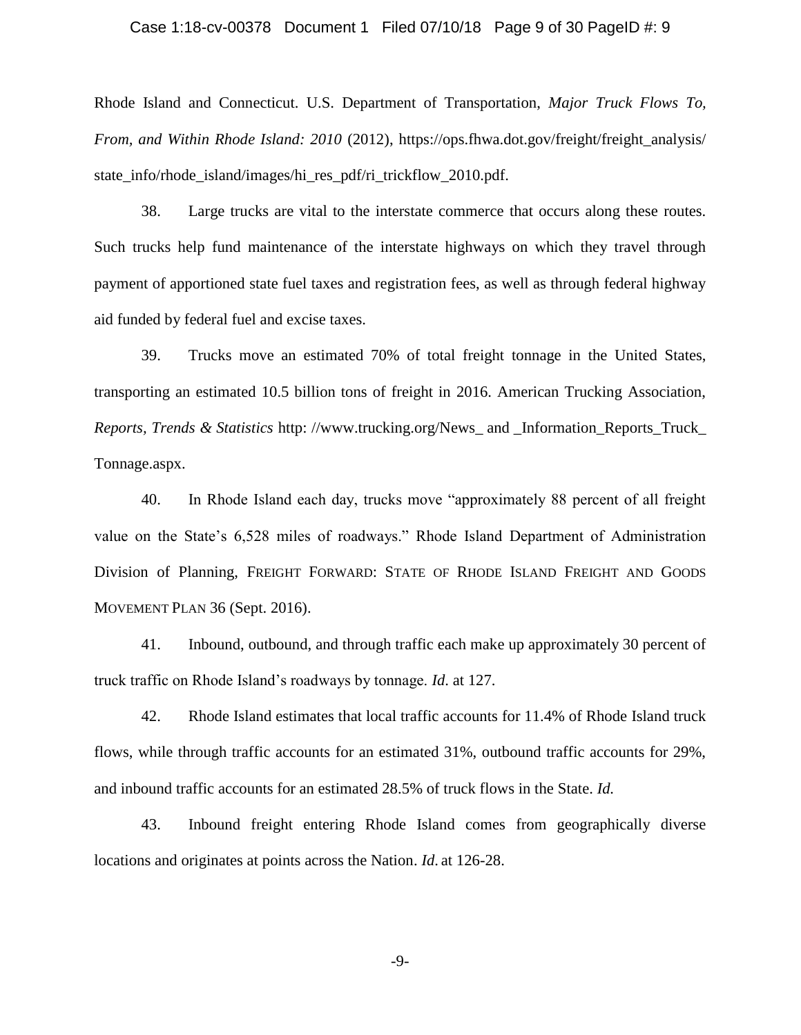Rhode Island and Connecticut. U.S. Department of Transportation, *Major Truck Flows To, From, and Within Rhode Island: 2010* (2012), https://ops.fhwa.dot.gov/freight/freight_analysis/state_info/rhode_island/images/hi_res_pdf/ri_trickflow_2010.pdf.

38. Large trucks are vital to the interstate commerce that occurs along these routes. Such trucks help fund maintenance of the interstate highways on which they travel through payment of apportioned state fuel taxes and registration fees, as well as through federal highway aid funded by federal fuel and excise taxes.

39. Trucks move an estimated 70% of total freight tonnage in the United States, transporting an estimated 10.5 billion tons of freight in 2016. American Trucking Association, *Reports, Trends & Statistics* http: //www.trucking.org/News_ and _Information_Reports_Truck_ Tonnage.aspx.

40. In Rhode Island each day, trucks move "approximately 88 percent of all freight value on the State's 6,528 miles of roadways." Rhode Island Department of Administration Division of Planning, FREIGHT FORWARD: STATE OF RHODE ISLAND FREIGHT AND GOODS MOVEMENT PLAN 36 (Sept. 2016).

41. Inbound, outbound, and through traffic each make up approximately 30 percent of truck traffic on Rhode Island's roadways by tonnage. *Id.* at 127.

42. Rhode Island estimates that local traffic accounts for 11.4% of Rhode Island truck flows, while through traffic accounts for an estimated 31%, outbound traffic accounts for 29%, and inbound traffic accounts for an estimated 28.5% of truck flows in the State. *Id.*

43. Inbound freight entering Rhode Island comes from geographically diverse locations and originates at points across the Nation. *Id.* at 126-28.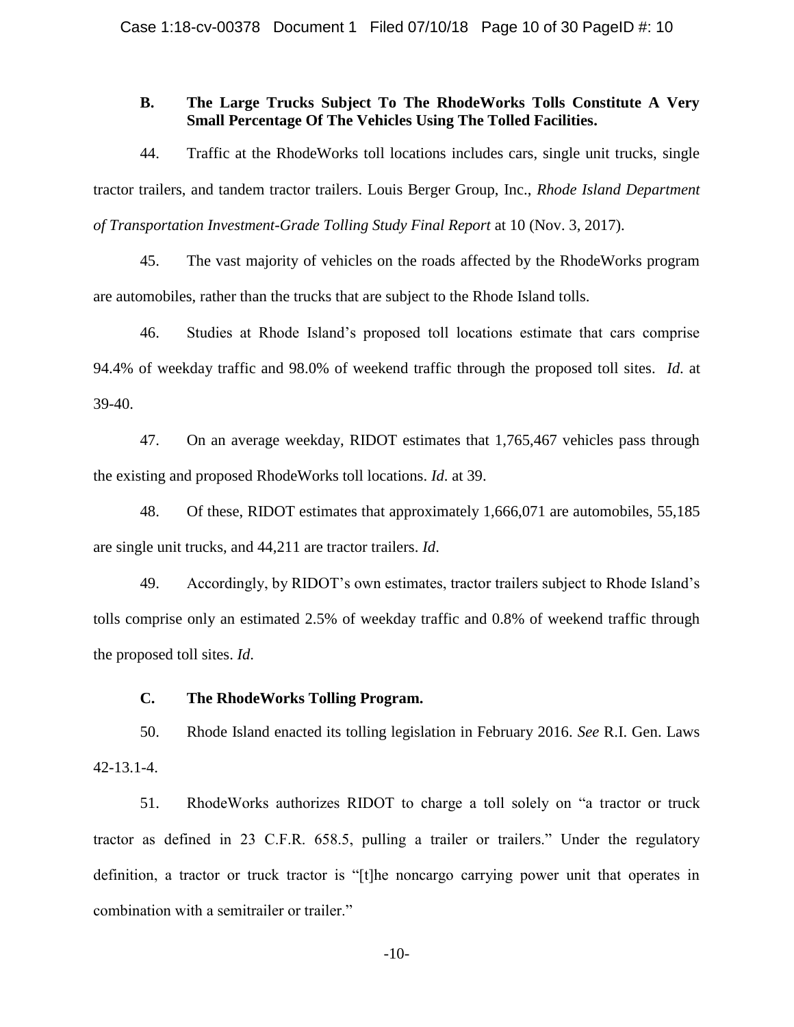### B. The Large Trucks Subject To The RhodeWorks Tolls Constitute A Very Small Percentage Of The Vehicles Using The Tolled Facilities.

44. Traffic at the RhodeWorks toll locations includes cars, single unit trucks, single tractor trailers, and tandem tractor trailers. Louis Berger Group, Inc., *Rhode Island Department of Transportation Investment-Grade Tolling Study Final Report* at 10 (Nov. 3, 2017).

45. The vast majority of vehicles on the roads affected by the RhodeWorks program are automobiles, rather than the trucks that are subject to the Rhode Island tolls.

46. Studies at Rhode Island's proposed toll locations estimate that cars comprise 94.4% of weekday traffic and 98.0% of weekend traffic through the proposed toll sites. *Id*. at 39-40.

47. On an average weekday, RIDOT estimates that 1,765,467 vehicles pass through the existing and proposed RhodeWorks toll locations. *Id*. at 39.

48. Of these, RIDOT estimates that approximately 1,666,071 are automobiles, 55,185 are single unit trucks, and 44,211 are tractor trailers. *Id*.

49. Accordingly, by RIDOT's own estimates, tractor trailers subject to Rhode Island's tolls comprise only an estimated 2.5% of weekday traffic and 0.8% of weekend traffic through the proposed toll sites. *Id.*

### C. The RhodeWorks Tolling Program.

50. Rhode Island enacted its tolling legislation in February 2016. *See* R.I. Gen. Laws 42-13.1-4.

51. RhodeWorks authorizes RIDOT to charge a toll solely on "a tractor or truck tractor as defined in 23 C.F.R. 658.5, pulling a trailer or trailers." Under the regulatory definition, a tractor or truck tractor is "[t]he noncargo carrying power unit that operates in combination with a semitrailer or trailer."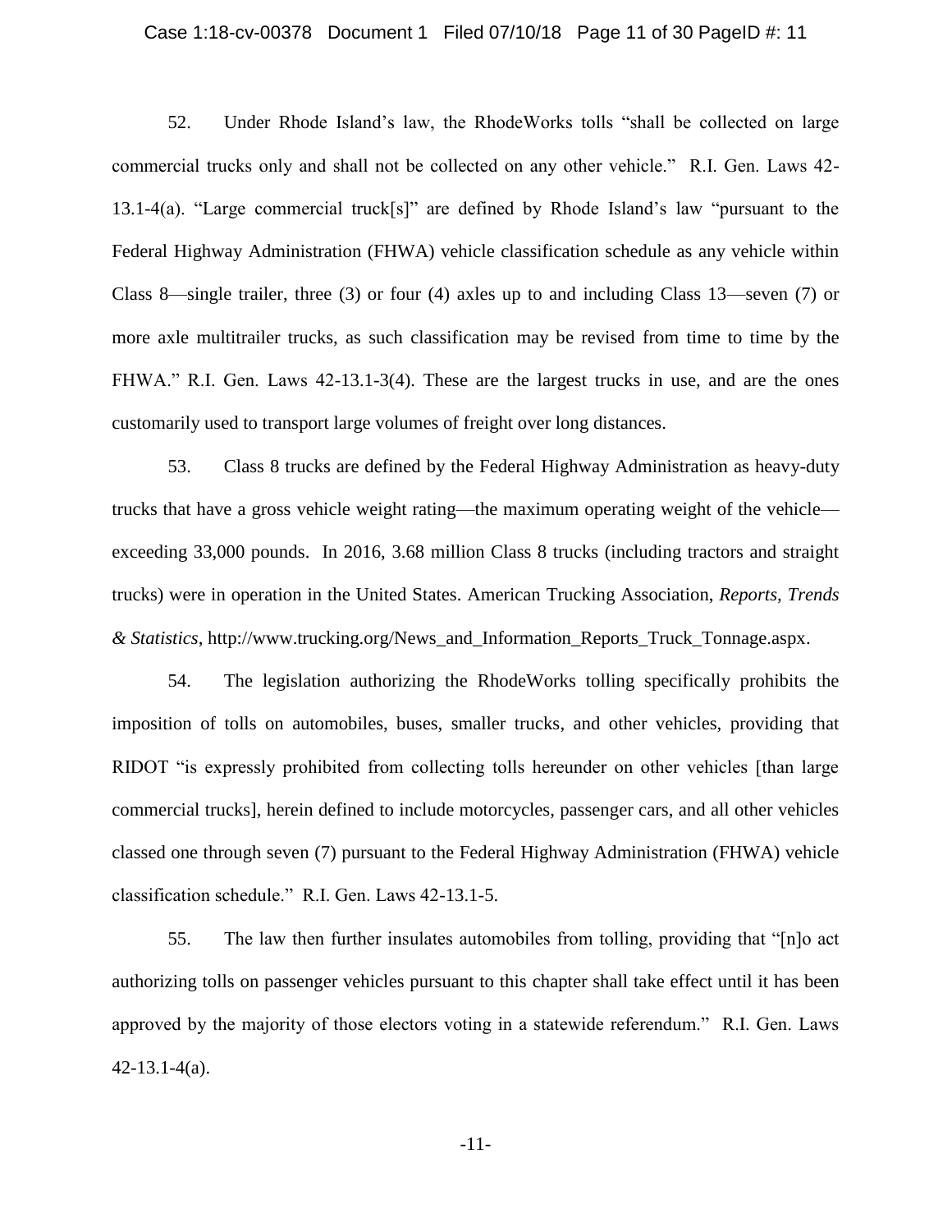52. Under Rhode Island's law, the RhodeWorks tolls "shall be collected on large commercial trucks only and shall not be collected on any other vehicle." R.I. Gen. Laws 42-13.1-4(a). "Large commercial truck[s]" are defined by Rhode Island's law "pursuant to the Federal Highway Administration (FHWA) vehicle classification schedule as any vehicle within Class 8—single trailer, three (3) or four (4) axles up to and including Class 13—seven (7) or more axle multitrailer trucks, as such classification may be revised from time to time by the FHWA." R.I. Gen. Laws 42-13.1-3(4). These are the largest trucks in use, and are the ones customarily used to transport large volumes of freight over long distances.

53. Class 8 trucks are defined by the Federal Highway Administration as heavy-duty trucks that have a gross vehicle weight rating—the maximum operating weight of the vehicle—exceeding 33,000 pounds. In 2016, 3.68 million Class 8 trucks (including tractors and straight trucks) were in operation in the United States. American Trucking Association, *Reports, Trends & Statistics*, http://www.trucking.org/News_and_Information_Reports_Truck_Tonnage.aspx.

54. The legislation authorizing the RhodeWorks tolling specifically prohibits the imposition of tolls on automobiles, buses, smaller trucks, and other vehicles, providing that RIDOT "is expressly prohibited from collecting tolls hereunder on other vehicles [than large commercial trucks], herein defined to include motorcycles, passenger cars, and all other vehicles classed one through seven (7) pursuant to the Federal Highway Administration (FHWA) vehicle classification schedule." R.I. Gen. Laws 42-13.1-5.

55. The law then further insulates automobiles from tolling, providing that "[n]o act authorizing tolls on passenger vehicles pursuant to this chapter shall take effect until it has been approved by the majority of those electors voting in a statewide referendum." R.I. Gen. Laws 42-13.1-4(a).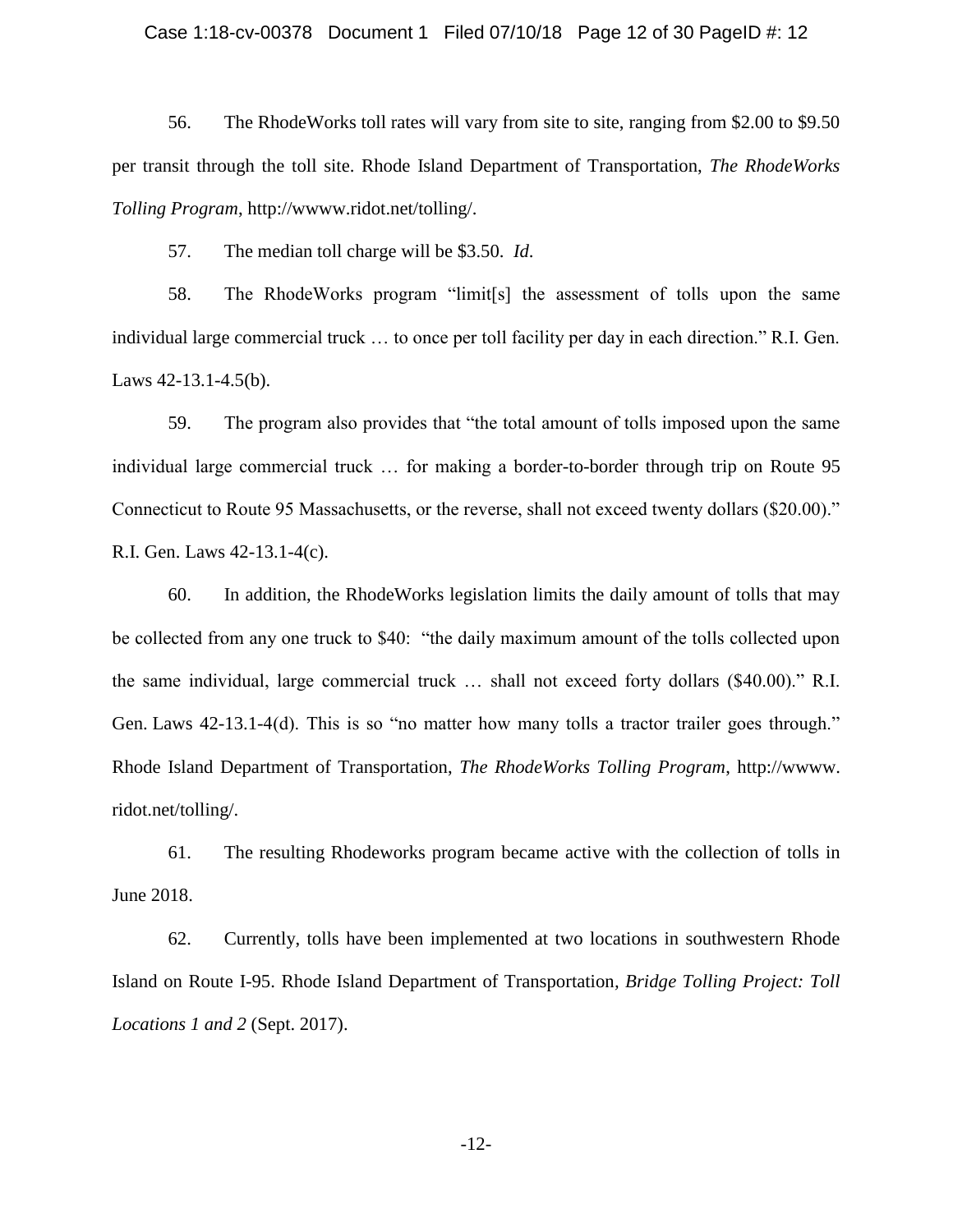56. The RhodeWorks toll rates will vary from site to site, ranging from $2.00 to $9.50 per transit through the toll site. Rhode Island Department of Transportation, *The RhodeWorks Tolling Program*, http://wwww.ridot.net/tolling/.

57. The median toll charge will be $3.50. *Id*.

58. The RhodeWorks program "limit[s] the assessment of tolls upon the same individual large commercial truck … to once per toll facility per day in each direction." R.I. Gen. Laws 42-13.1-4.5(b).

59. The program also provides that "the total amount of tolls imposed upon the same individual large commercial truck … for making a border-to-border through trip on Route 95 Connecticut to Route 95 Massachusetts, or the reverse, shall not exceed twenty dollars ($20.00)." R.I. Gen. Laws 42-13.1-4(c).

60. In addition, the RhodeWorks legislation limits the daily amount of tolls that may be collected from any one truck to $40: "the daily maximum amount of the tolls collected upon the same individual, large commercial truck … shall not exceed forty dollars ($40.00)." R.I. Gen. Laws 42-13.1-4(d). This is so "no matter how many tolls a tractor trailer goes through." Rhode Island Department of Transportation, *The RhodeWorks Tolling Program*, http://wwww.ridot.net/tolling/.

61. The resulting Rhodeworks program became active with the collection of tolls in June 2018.

62. Currently, tolls have been implemented at two locations in southwestern Rhode Island on Route I-95. Rhode Island Department of Transportation, *Bridge Tolling Project: Toll Locations 1 and 2* (Sept. 2017).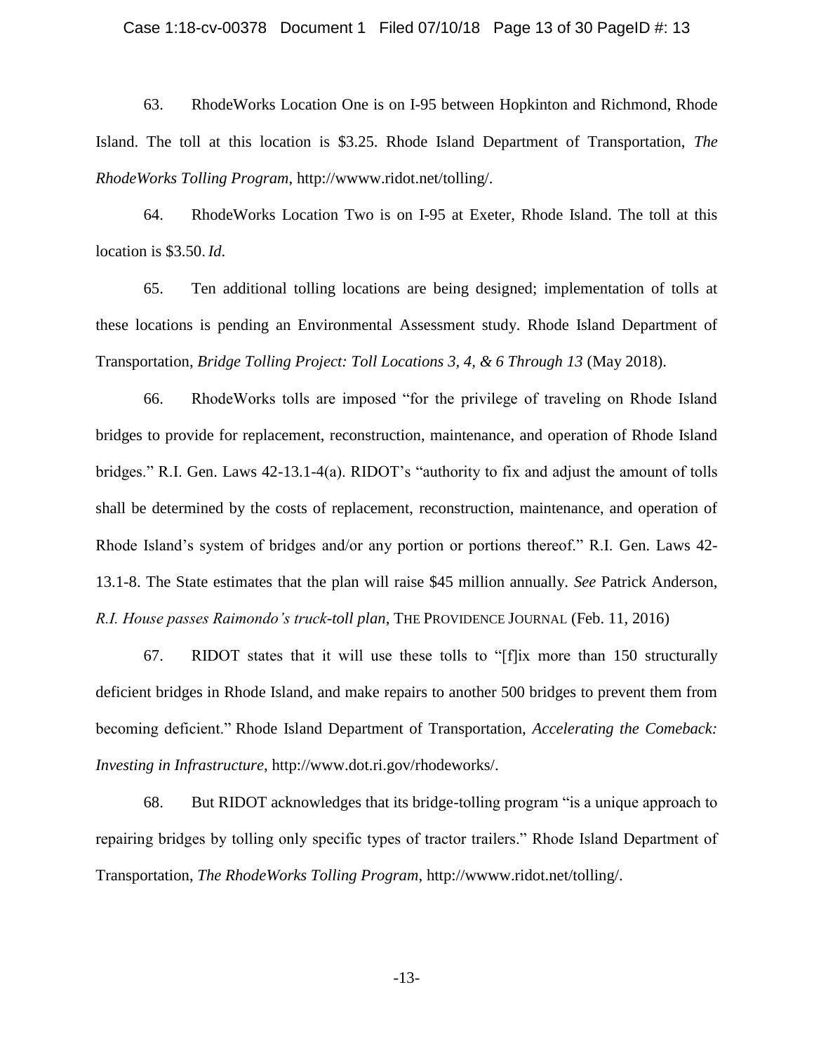63. RhodeWorks Location One is on I-95 between Hopkinton and Richmond, Rhode Island. The toll at this location is $3.25. Rhode Island Department of Transportation, *The RhodeWorks Tolling Program*, http://wwww.ridot.net/tolling/.

64. RhodeWorks Location Two is on I-95 at Exeter, Rhode Island. The toll at this location is $3.50. *Id*.

65. Ten additional tolling locations are being designed; implementation of tolls at these locations is pending an Environmental Assessment study. Rhode Island Department of Transportation, *Bridge Tolling Project: Toll Locations 3, 4, & 6 Through 13* (May 2018).

66. RhodeWorks tolls are imposed "for the privilege of traveling on Rhode Island bridges to provide for replacement, reconstruction, maintenance, and operation of Rhode Island bridges." R.I. Gen. Laws 42-13.1-4(a). RIDOT's "authority to fix and adjust the amount of tolls shall be determined by the costs of replacement, reconstruction, maintenance, and operation of Rhode Island's system of bridges and/or any portion or portions thereof." R.I. Gen. Laws 42-13.1-8. The State estimates that the plan will raise $45 million annually. *See* Patrick Anderson, *R.I. House passes Raimondo's truck-toll plan*, THE PROVIDENCE JOURNAL (Feb. 11, 2016)

67. RIDOT states that it will use these tolls to "[f]ix more than 150 structurally deficient bridges in Rhode Island, and make repairs to another 500 bridges to prevent them from becoming deficient." Rhode Island Department of Transportation, *Accelerating the Comeback: Investing in Infrastructure*, http://www.dot.ri.gov/rhodeworks/.

68. But RIDOT acknowledges that its bridge-tolling program "is a unique approach to repairing bridges by tolling only specific types of tractor trailers." Rhode Island Department of Transportation, *The RhodeWorks Tolling Program*, http://wwww.ridot.net/tolling/.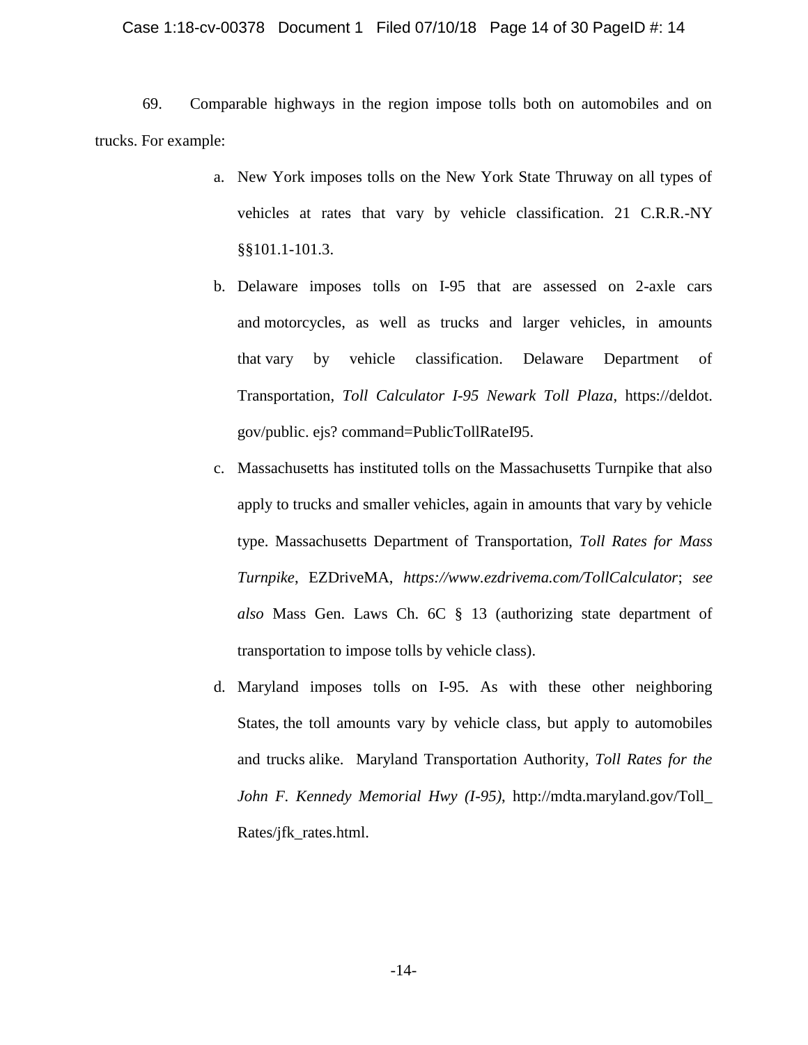69. Comparable highways in the region impose tolls both on automobiles and on trucks. For example:

a. New York imposes tolls on the New York State Thruway on all types of vehicles at rates that vary by vehicle classification. 21 C.R.R.-NY §§101.1-101.3.

b. Delaware imposes tolls on I-95 that are assessed on 2-axle cars and motorcycles, as well as trucks and larger vehicles, in amounts that vary by vehicle classification. Delaware Department of Transportation, *Toll Calculator I-95 Newark Toll Plaza*, https://deldot. gov/public. ejs? command=PublicTollRateI95.

c. Massachusetts has instituted tolls on the Massachusetts Turnpike that also apply to trucks and smaller vehicles, again in amounts that vary by vehicle type. Massachusetts Department of Transportation, *Toll Rates for Mass Turnpike*, EZDriveMA, *https://www.ezdrivema.com/TollCalculator*; *see also* Mass Gen. Laws Ch. 6C § 13 (authorizing state department of transportation to impose tolls by vehicle class).

d. Maryland imposes tolls on I-95. As with these other neighboring States, the toll amounts vary by vehicle class, but apply to automobiles and trucks alike. Maryland Transportation Authority, *Toll Rates for the John F. Kennedy Memorial Hwy (I-95)*, http://mdta.maryland.gov/Toll_Rates/jfk_rates.html.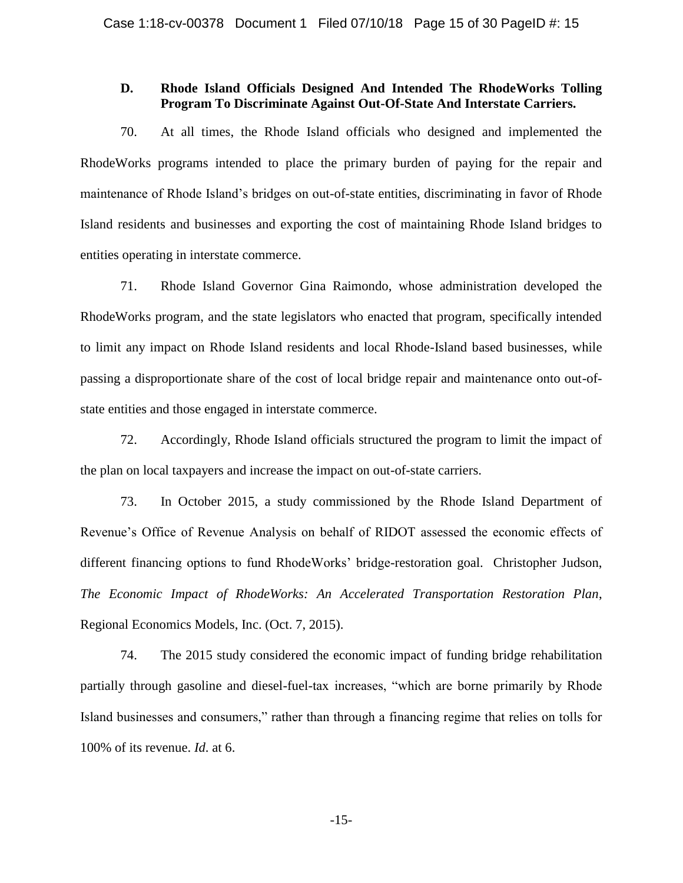### D. Rhode Island Officials Designed And Intended The RhodeWorks Tolling Program To Discriminate Against Out-Of-State And Interstate Carriers.

70. At all times, the Rhode Island officials who designed and implemented the RhodeWorks programs intended to place the primary burden of paying for the repair and maintenance of Rhode Island's bridges on out-of-state entities, discriminating in favor of Rhode Island residents and businesses and exporting the cost of maintaining Rhode Island bridges to entities operating in interstate commerce.

71. Rhode Island Governor Gina Raimondo, whose administration developed the RhodeWorks program, and the state legislators who enacted that program, specifically intended to limit any impact on Rhode Island residents and local Rhode-Island based businesses, while passing a disproportionate share of the cost of local bridge repair and maintenance onto out-of-state entities and those engaged in interstate commerce.

72. Accordingly, Rhode Island officials structured the program to limit the impact of the plan on local taxpayers and increase the impact on out-of-state carriers.

73. In October 2015, a study commissioned by the Rhode Island Department of Revenue's Office of Revenue Analysis on behalf of RIDOT assessed the economic effects of different financing options to fund RhodeWorks' bridge-restoration goal. Christopher Judson, *The Economic Impact of RhodeWorks: An Accelerated Transportation Restoration Plan*, Regional Economics Models, Inc. (Oct. 7, 2015).

74. The 2015 study considered the economic impact of funding bridge rehabilitation partially through gasoline and diesel-fuel-tax increases, "which are borne primarily by Rhode Island businesses and consumers," rather than through a financing regime that relies on tolls for 100% of its revenue. *Id.* at 6.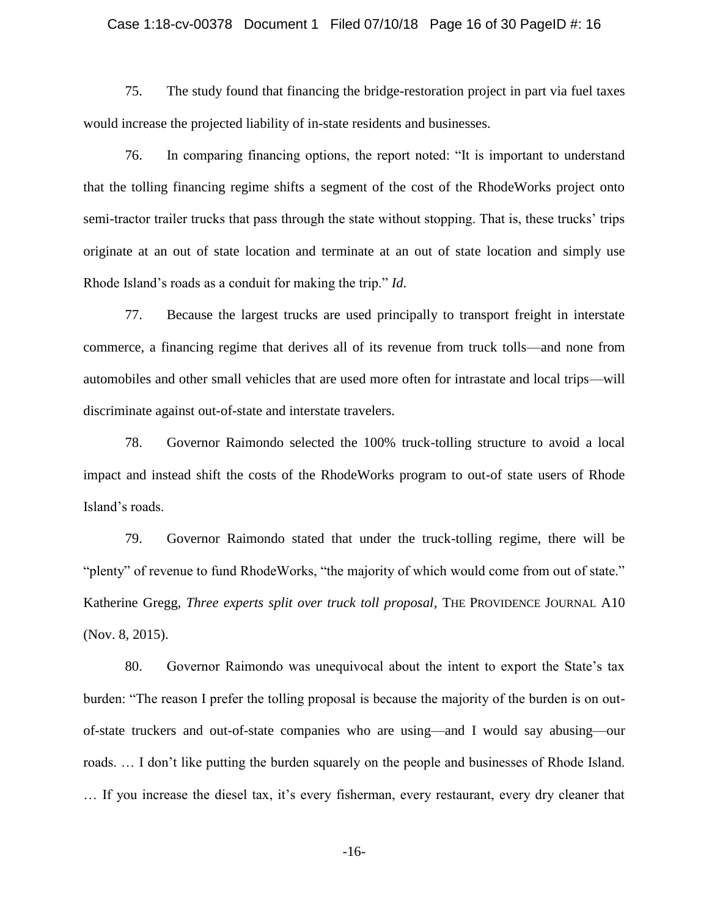75. The study found that financing the bridge-restoration project in part via fuel taxes would increase the projected liability of in-state residents and businesses.

76. In comparing financing options, the report noted: "It is important to understand that the tolling financing regime shifts a segment of the cost of the RhodeWorks project onto semi-tractor trailer trucks that pass through the state without stopping. That is, these trucks' trips originate at an out of state location and terminate at an out of state location and simply use Rhode Island's roads as a conduit for making the trip." *Id.*

77. Because the largest trucks are used principally to transport freight in interstate commerce, a financing regime that derives all of its revenue from truck tolls—and none from automobiles and other small vehicles that are used more often for intrastate and local trips—will discriminate against out-of-state and interstate travelers.

78. Governor Raimondo selected the 100% truck-tolling structure to avoid a local impact and instead shift the costs of the RhodeWorks program to out-of state users of Rhode Island's roads.

79. Governor Raimondo stated that under the truck-tolling regime, there will be "plenty" of revenue to fund RhodeWorks, "the majority of which would come from out of state." Katherine Gregg, *Three experts split over truck toll proposal*, THE PROVIDENCE JOURNAL A10 (Nov. 8, 2015).

80. Governor Raimondo was unequivocal about the intent to export the State's tax burden: "The reason I prefer the tolling proposal is because the majority of the burden is on out-of-state truckers and out-of-state companies who are using—and I would say abusing—our roads. … I don't like putting the burden squarely on the people and businesses of Rhode Island. … If you increase the diesel tax, it's every fisherman, every restaurant, every dry cleaner that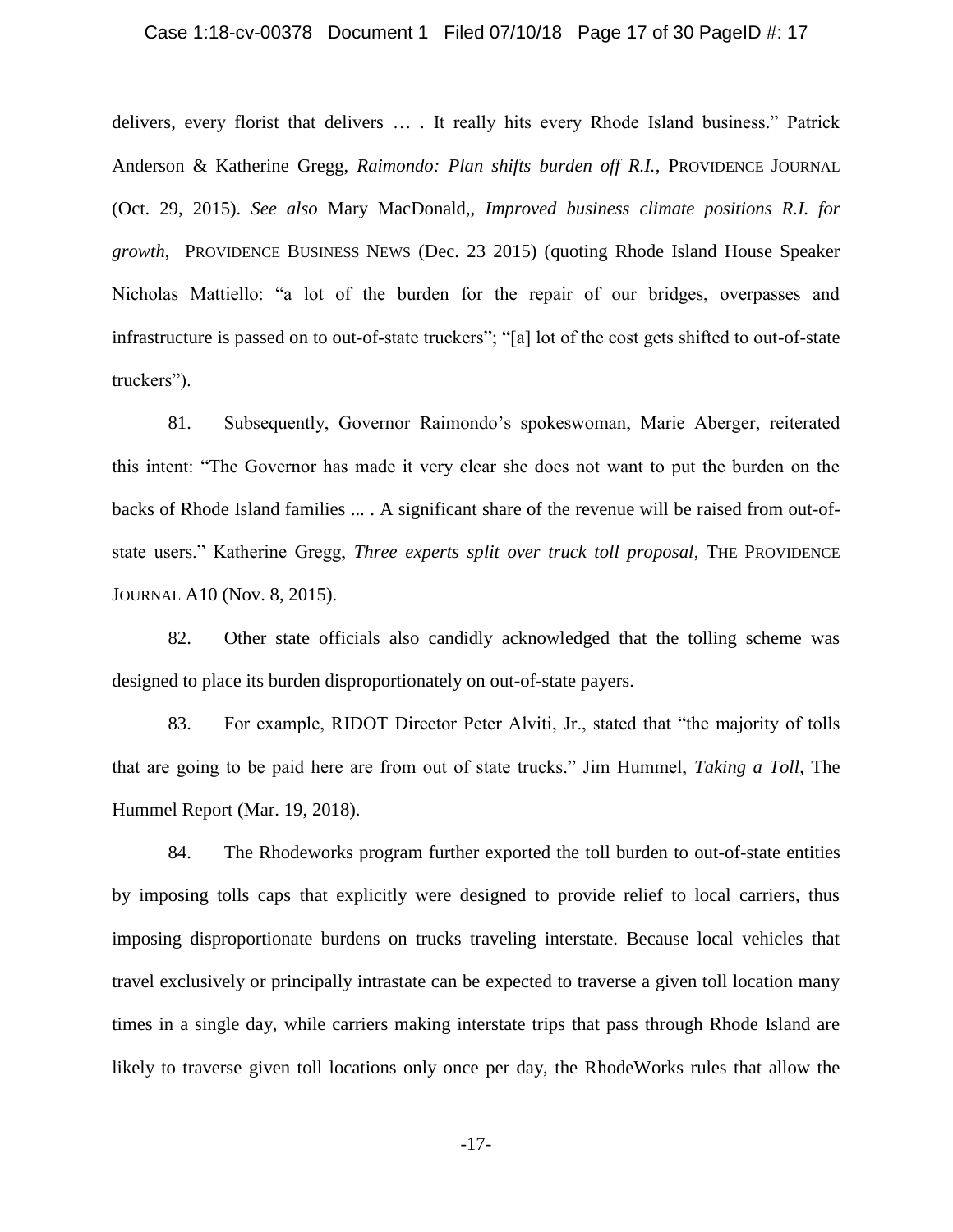delivers, every florist that delivers … . It really hits every Rhode Island business." Patrick Anderson & Katherine Gregg, *Raimondo: Plan shifts burden off R.I.*, PROVIDENCE JOURNAL (Oct. 29, 2015). *See also* Mary MacDonald,, *Improved business climate positions R.I. for growth*, PROVIDENCE BUSINESS NEWS (Dec. 23 2015) (quoting Rhode Island House Speaker Nicholas Mattiello: "a lot of the burden for the repair of our bridges, overpasses and infrastructure is passed on to out-of-state truckers"; "[a] lot of the cost gets shifted to out-of-state truckers").

81. Subsequently, Governor Raimondo's spokeswoman, Marie Aberger, reiterated this intent: "The Governor has made it very clear she does not want to put the burden on the backs of Rhode Island families ... . A significant share of the revenue will be raised from out-of-state users." Katherine Gregg, *Three experts split over truck toll proposal*, THE PROVIDENCE JOURNAL A10 (Nov. 8, 2015).

82. Other state officials also candidly acknowledged that the tolling scheme was designed to place its burden disproportionately on out-of-state payers.

83. For example, RIDOT Director Peter Alviti, Jr., stated that "the majority of tolls that are going to be paid here are from out of state trucks." Jim Hummel, *Taking a Toll*, The Hummel Report (Mar. 19, 2018).

84. The Rhodeworks program further exported the toll burden to out-of-state entities by imposing tolls caps that explicitly were designed to provide relief to local carriers, thus imposing disproportionate burdens on trucks traveling interstate. Because local vehicles that travel exclusively or principally intrastate can be expected to traverse a given toll location many times in a single day, while carriers making interstate trips that pass through Rhode Island are likely to traverse given toll locations only once per day, the RhodeWorks rules that allow the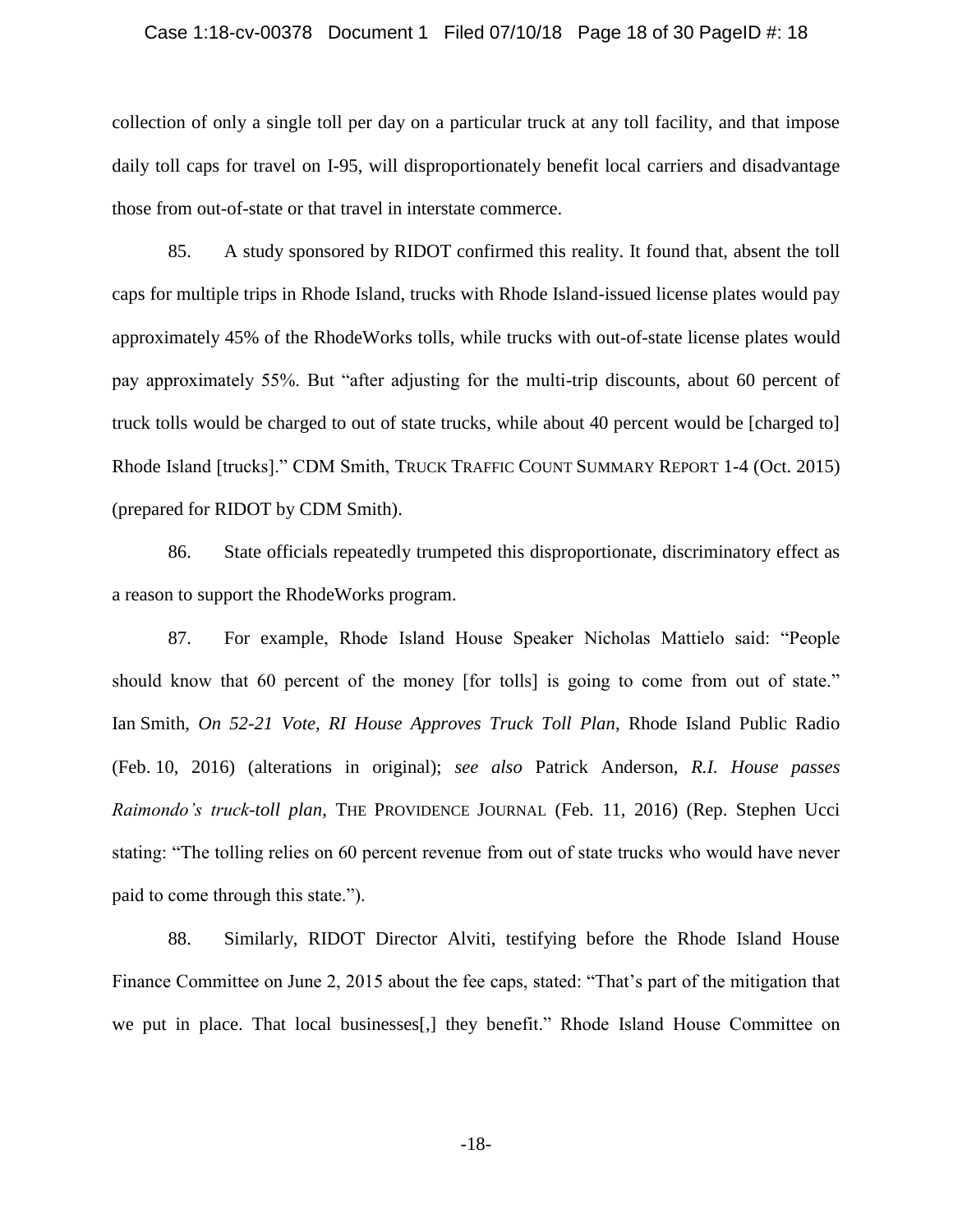collection of only a single toll per day on a particular truck at any toll facility, and that impose daily toll caps for travel on I-95, will disproportionately benefit local carriers and disadvantage those from out-of-state or that travel in interstate commerce.

85. A study sponsored by RIDOT confirmed this reality. It found that, absent the toll caps for multiple trips in Rhode Island, trucks with Rhode Island-issued license plates would pay approximately 45% of the RhodeWorks tolls, while trucks with out-of-state license plates would pay approximately 55%. But "after adjusting for the multi-trip discounts, about 60 percent of truck tolls would be charged to out of state trucks, while about 40 percent would be [charged to] Rhode Island [trucks]." CDM Smith, TRUCK TRAFFIC COUNT SUMMARY REPORT 1-4 (Oct. 2015) (prepared for RIDOT by CDM Smith).

86. State officials repeatedly trumpeted this disproportionate, discriminatory effect as a reason to support the RhodeWorks program.

87. For example, Rhode Island House Speaker Nicholas Mattielo said: "People should know that 60 percent of the money [for tolls] is going to come from out of state." Ian Smith, *On 52-21 Vote, RI House Approves Truck Toll Plan*, Rhode Island Public Radio (Feb. 10, 2016) (alterations in original); *see also* Patrick Anderson, *R.I. House passes Raimondo's truck-toll plan*, THE PROVIDENCE JOURNAL (Feb. 11, 2016) (Rep. Stephen Ucci stating: "The tolling relies on 60 percent revenue from out of state trucks who would have never paid to come through this state.").

88. Similarly, RIDOT Director Alviti, testifying before the Rhode Island House Finance Committee on June 2, 2015 about the fee caps, stated: "That's part of the mitigation that we put in place. That local businesses[,] they benefit." Rhode Island House Committee on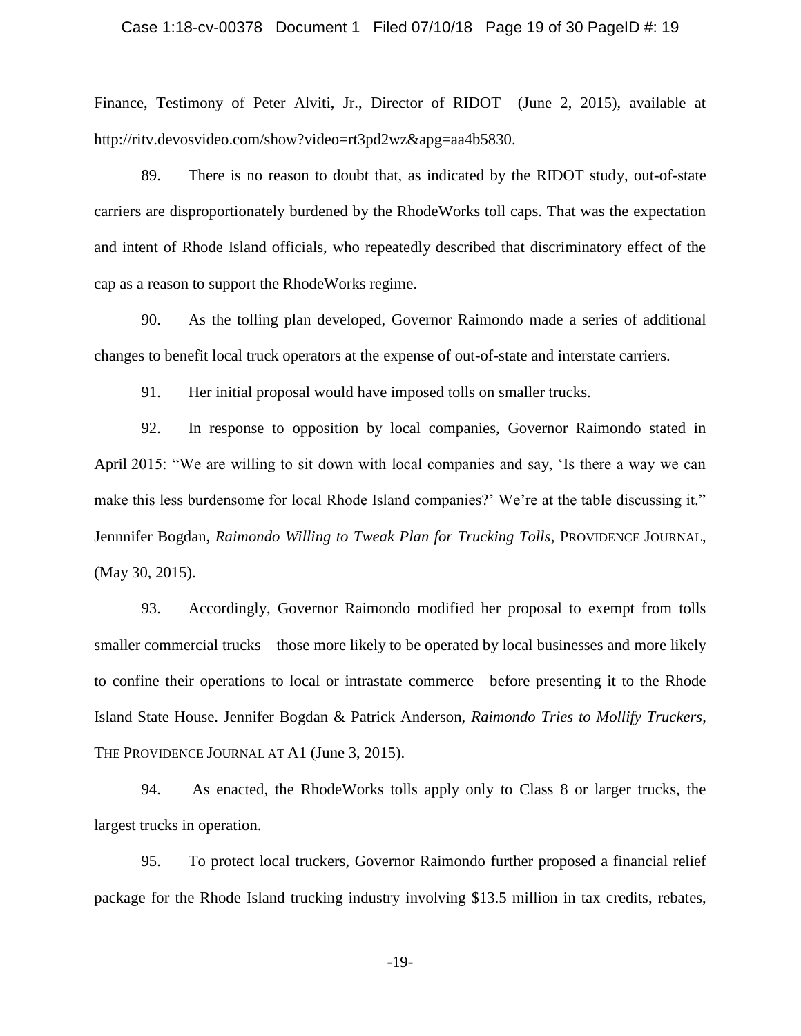Finance, Testimony of Peter Alviti, Jr., Director of RIDOT (June 2, 2015), available at http://ritv.devosvideo.com/show?video=rt3pd2wz&apg=aa4b5830.

89. There is no reason to doubt that, as indicated by the RIDOT study, out-of-state carriers are disproportionately burdened by the RhodeWorks toll caps. That was the expectation and intent of Rhode Island officials, who repeatedly described that discriminatory effect of the cap as a reason to support the RhodeWorks regime.

90. As the tolling plan developed, Governor Raimondo made a series of additional changes to benefit local truck operators at the expense of out-of-state and interstate carriers.

91. Her initial proposal would have imposed tolls on smaller trucks.

92. In response to opposition by local companies, Governor Raimondo stated in April 2015: "We are willing to sit down with local companies and say, 'Is there a way we can make this less burdensome for local Rhode Island companies?' We're at the table discussing it." Jennnifer Bogdan, *Raimondo Willing to Tweak Plan for Trucking Tolls*, PROVIDENCE JOURNAL, (May 30, 2015).

93. Accordingly, Governor Raimondo modified her proposal to exempt from tolls smaller commercial trucks—those more likely to be operated by local businesses and more likely to confine their operations to local or intrastate commerce—before presenting it to the Rhode Island State House. Jennifer Bogdan & Patrick Anderson, *Raimondo Tries to Mollify Truckers*, THE PROVIDENCE JOURNAL AT A1 (June 3, 2015).

94. As enacted, the RhodeWorks tolls apply only to Class 8 or larger trucks, the largest trucks in operation.

95. To protect local truckers, Governor Raimondo further proposed a financial relief package for the Rhode Island trucking industry involving $13.5 million in tax credits, rebates,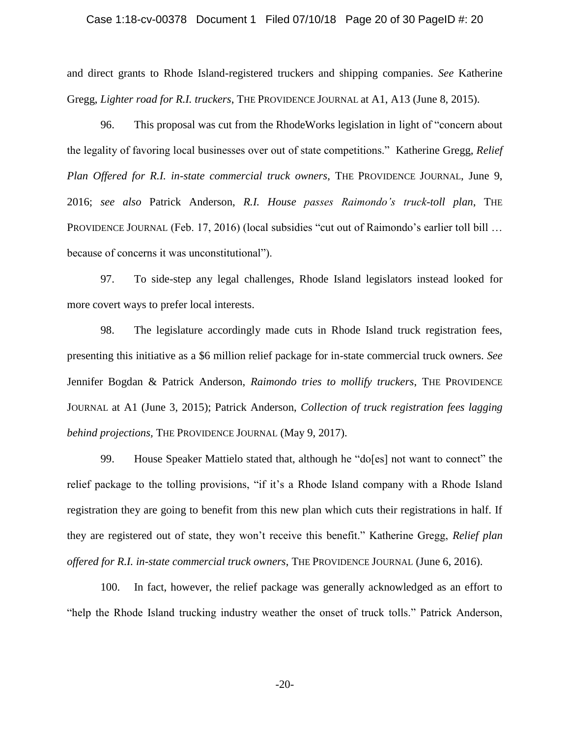and direct grants to Rhode Island-registered truckers and shipping companies. *See* Katherine Gregg, *Lighter road for R.I. truckers*, THE PROVIDENCE JOURNAL at A1, A13 (June 8, 2015).

96. This proposal was cut from the RhodeWorks legislation in light of "concern about the legality of favoring local businesses over out of state competitions." Katherine Gregg, *Relief Plan Offered for R.I. in-state commercial truck owners*, THE PROVIDENCE JOURNAL, June 9, 2016; *see also* Patrick Anderson, *R.I. House passes Raimondo's truck-toll plan*, THE PROVIDENCE JOURNAL (Feb. 17, 2016) (local subsidies "cut out of Raimondo's earlier toll bill … because of concerns it was unconstitutional").

97. To side-step any legal challenges, Rhode Island legislators instead looked for more covert ways to prefer local interests.

98. The legislature accordingly made cuts in Rhode Island truck registration fees, presenting this initiative as a $6 million relief package for in-state commercial truck owners. *See* Jennifer Bogdan & Patrick Anderson, *Raimondo tries to mollify truckers*, THE PROVIDENCE JOURNAL at A1 (June 3, 2015); Patrick Anderson, *Collection of truck registration fees lagging behind projections,* THE PROVIDENCE JOURNAL (May 9, 2017).

99. House Speaker Mattielo stated that, although he "do[es] not want to connect" the relief package to the tolling provisions, "if it's a Rhode Island company with a Rhode Island registration they are going to benefit from this new plan which cuts their registrations in half. If they are registered out of state, they won't receive this benefit." Katherine Gregg, *Relief plan offered for R.I. in-state commercial truck owners*, THE PROVIDENCE JOURNAL (June 6, 2016).

100. In fact, however, the relief package was generally acknowledged as an effort to "help the Rhode Island trucking industry weather the onset of truck tolls." Patrick Anderson,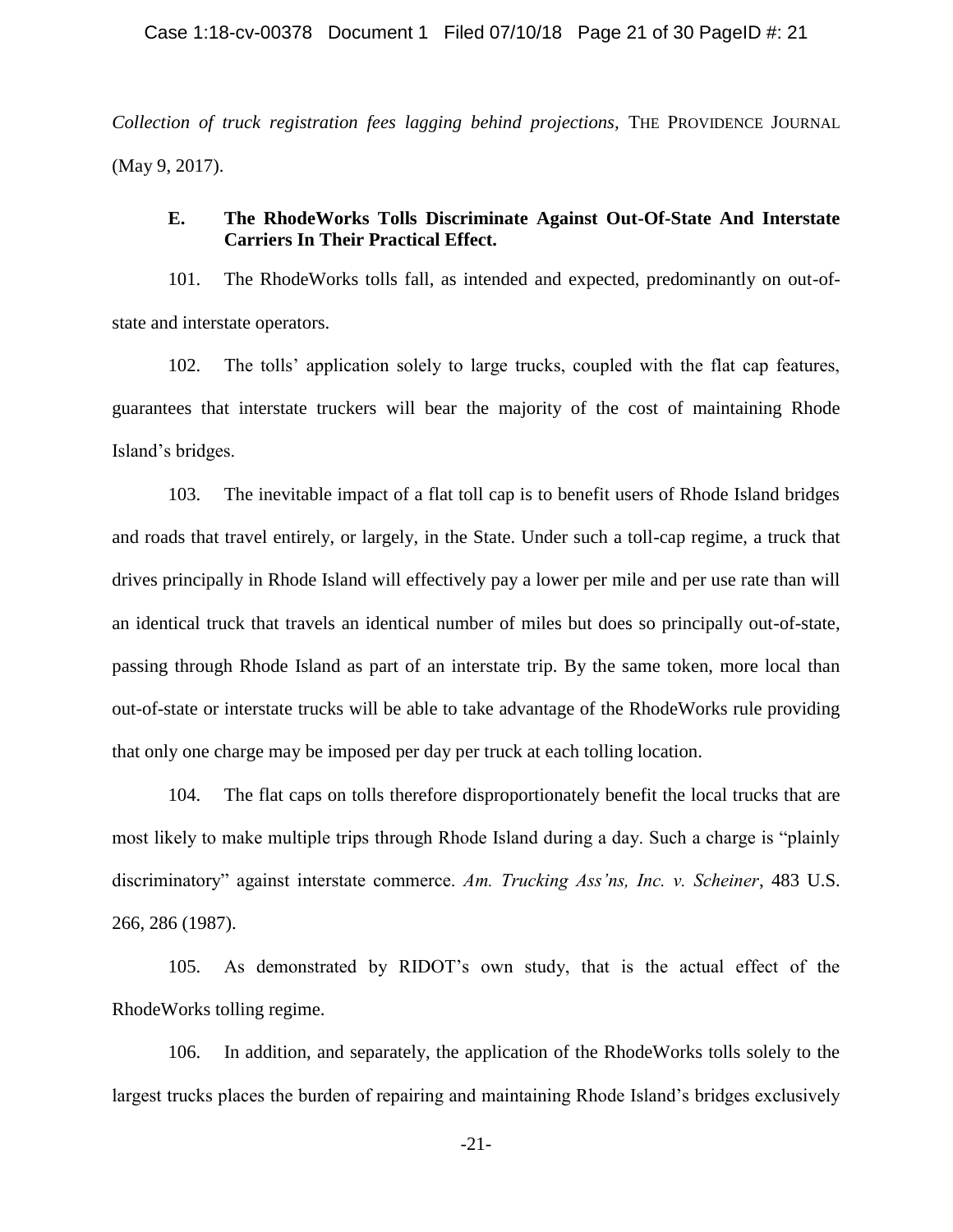*Collection of truck registration fees lagging behind projections*, THE PROVIDENCE JOURNAL (May 9, 2017).

### E. The RhodeWorks Tolls Discriminate Against Out-Of-State And Interstate Carriers In Their Practical Effect.

101. The RhodeWorks tolls fall, as intended and expected, predominantly on out-of-state and interstate operators.

102. The tolls' application solely to large trucks, coupled with the flat cap features, guarantees that interstate truckers will bear the majority of the cost of maintaining Rhode Island's bridges.

103. The inevitable impact of a flat toll cap is to benefit users of Rhode Island bridges and roads that travel entirely, or largely, in the State. Under such a toll-cap regime, a truck that drives principally in Rhode Island will effectively pay a lower per mile and per use rate than will an identical truck that travels an identical number of miles but does so principally out-of-state, passing through Rhode Island as part of an interstate trip. By the same token, more local than out-of-state or interstate trucks will be able to take advantage of the RhodeWorks rule providing that only one charge may be imposed per day per truck at each tolling location.

104. The flat caps on tolls therefore disproportionately benefit the local trucks that are most likely to make multiple trips through Rhode Island during a day. Such a charge is "plainly discriminatory" against interstate commerce. *Am. Trucking Ass'ns, Inc. v. Scheiner*, 483 U.S. 266, 286 (1987).

105. As demonstrated by RIDOT's own study, that is the actual effect of the RhodeWorks tolling regime.

106. In addition, and separately, the application of the RhodeWorks tolls solely to the largest trucks places the burden of repairing and maintaining Rhode Island's bridges exclusively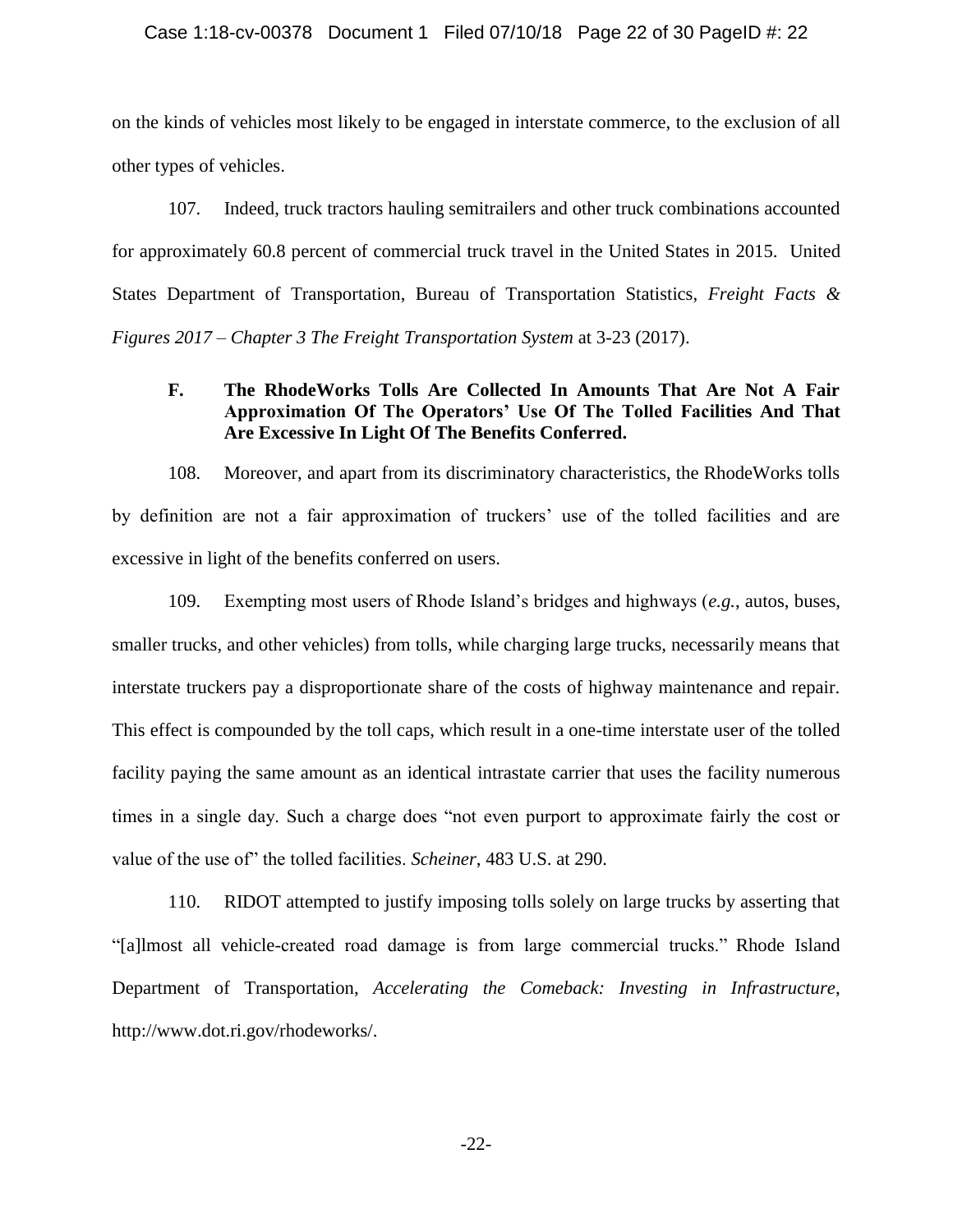on the kinds of vehicles most likely to be engaged in interstate commerce, to the exclusion of all other types of vehicles.

107. Indeed, truck tractors hauling semitrailers and other truck combinations accounted for approximately 60.8 percent of commercial truck travel in the United States in 2015. United States Department of Transportation, Bureau of Transportation Statistics, *Freight Facts & Figures 2017 – Chapter 3 The Freight Transportation System* at 3-23 (2017).

### F. The RhodeWorks Tolls Are Collected In Amounts That Are Not A Fair Approximation Of The Operators' Use Of The Tolled Facilities And That Are Excessive In Light Of The Benefits Conferred.

108. Moreover, and apart from its discriminatory characteristics, the RhodeWorks tolls by definition are not a fair approximation of truckers' use of the tolled facilities and are excessive in light of the benefits conferred on users.

109. Exempting most users of Rhode Island's bridges and highways (*e.g.*, autos, buses, smaller trucks, and other vehicles) from tolls, while charging large trucks, necessarily means that interstate truckers pay a disproportionate share of the costs of highway maintenance and repair. This effect is compounded by the toll caps, which result in a one-time interstate user of the tolled facility paying the same amount as an identical intrastate carrier that uses the facility numerous times in a single day. Such a charge does "not even purport to approximate fairly the cost or value of the use of" the tolled facilities. *Scheiner*, 483 U.S. at 290.

110. RIDOT attempted to justify imposing tolls solely on large trucks by asserting that "[a]lmost all vehicle-created road damage is from large commercial trucks." Rhode Island Department of Transportation, *Accelerating the Comeback: Investing in Infrastructure*, http://www.dot.ri.gov/rhodeworks/.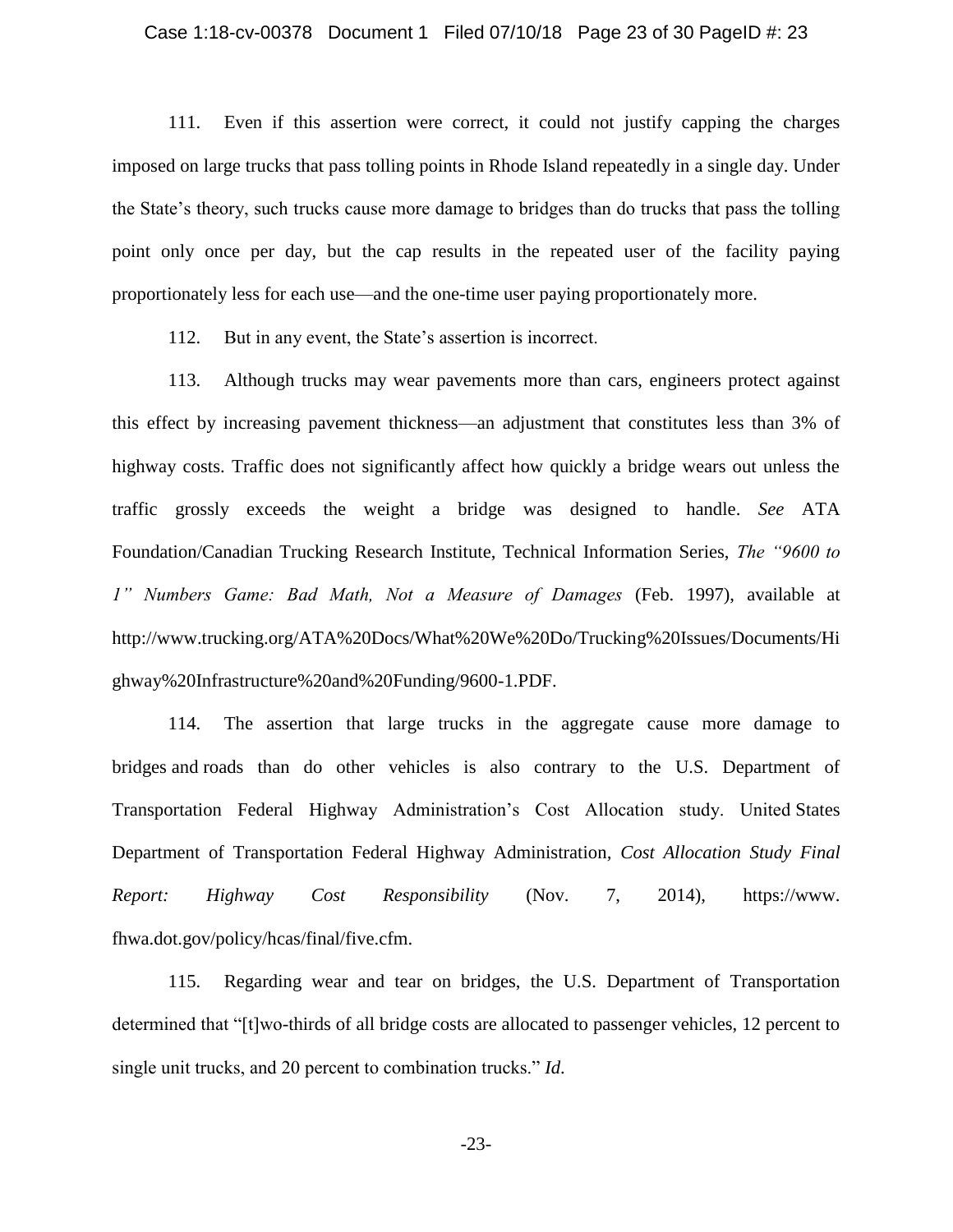111. Even if this assertion were correct, it could not justify capping the charges imposed on large trucks that pass tolling points in Rhode Island repeatedly in a single day. Under the State's theory, such trucks cause more damage to bridges than do trucks that pass the tolling point only once per day, but the cap results in the repeated user of the facility paying proportionately less for each use—and the one-time user paying proportionately more.

112. But in any event, the State's assertion is incorrect.

113. Although trucks may wear pavements more than cars, engineers protect against this effect by increasing pavement thickness—an adjustment that constitutes less than 3% of highway costs. Traffic does not significantly affect how quickly a bridge wears out unless the traffic grossly exceeds the weight a bridge was designed to handle. *See* ATA Foundation/Canadian Trucking Research Institute, Technical Information Series, *The "9600 to 1" Numbers Game: Bad Math, Not a Measure of Damages* (Feb. 1997), available at http://www.trucking.org/ATA%20Docs/What%20We%20Do/Trucking%20Issues/Documents/Highway%20Infrastructure%20and%20Funding/9600-1.PDF.

114. The assertion that large trucks in the aggregate cause more damage to bridges and roads than do other vehicles is also contrary to the U.S. Department of Transportation Federal Highway Administration's Cost Allocation study. United States Department of Transportation Federal Highway Administration, *Cost Allocation Study Final Report: Highway Cost Responsibility* (Nov. 7, 2014), https://www.fhwa.dot.gov/policy/hcas/final/five.cfm.

115. Regarding wear and tear on bridges, the U.S. Department of Transportation determined that "[t]wo-thirds of all bridge costs are allocated to passenger vehicles, 12 percent to single unit trucks, and 20 percent to combination trucks." *Id*.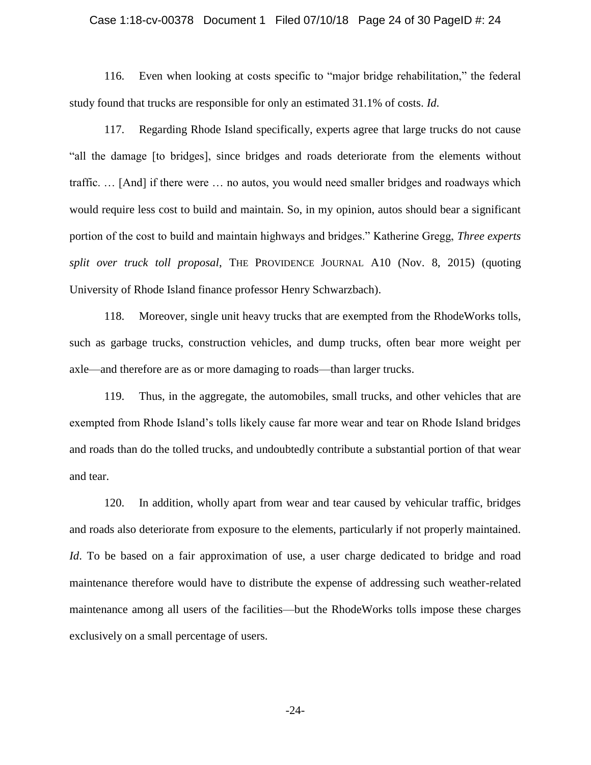116. Even when looking at costs specific to "major bridge rehabilitation," the federal study found that trucks are responsible for only an estimated 31.1% of costs. *Id.*

117. Regarding Rhode Island specifically, experts agree that large trucks do not cause "all the damage [to bridges], since bridges and roads deteriorate from the elements without traffic. … [And] if there were … no autos, you would need smaller bridges and roadways which would require less cost to build and maintain. So, in my opinion, autos should bear a significant portion of the cost to build and maintain highways and bridges." Katherine Gregg, *Three experts split over truck toll proposal*, THE PROVIDENCE JOURNAL A10 (Nov. 8, 2015) (quoting University of Rhode Island finance professor Henry Schwarzbach).

118. Moreover, single unit heavy trucks that are exempted from the RhodeWorks tolls, such as garbage trucks, construction vehicles, and dump trucks, often bear more weight per axle—and therefore are as or more damaging to roads—than larger trucks.

119. Thus, in the aggregate, the automobiles, small trucks, and other vehicles that are exempted from Rhode Island's tolls likely cause far more wear and tear on Rhode Island bridges and roads than do the tolled trucks, and undoubtedly contribute a substantial portion of that wear and tear.

120. In addition, wholly apart from wear and tear caused by vehicular traffic, bridges and roads also deteriorate from exposure to the elements, particularly if not properly maintained. *Id*. To be based on a fair approximation of use, a user charge dedicated to bridge and road maintenance therefore would have to distribute the expense of addressing such weather-related maintenance among all users of the facilities—but the RhodeWorks tolls impose these charges exclusively on a small percentage of users.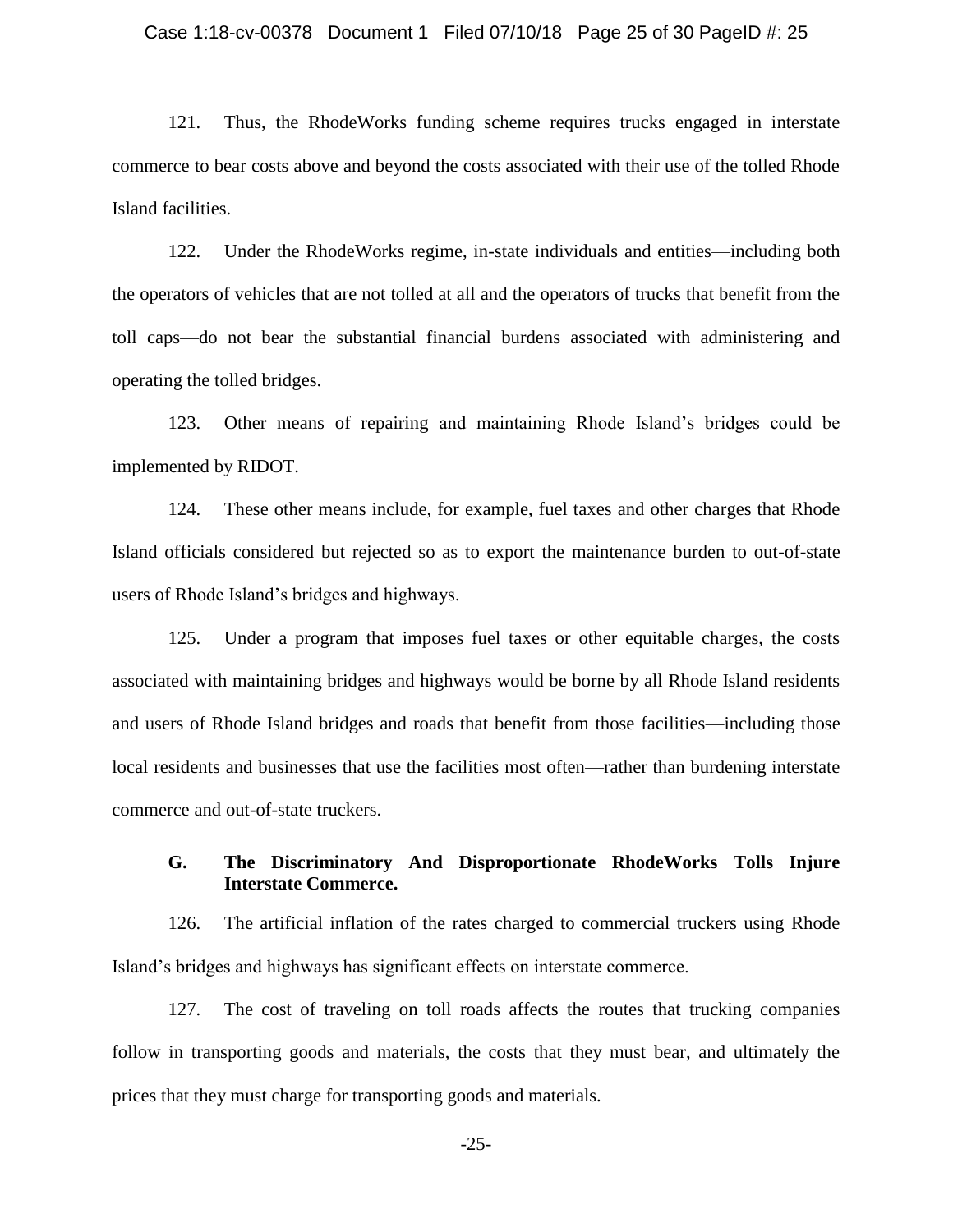121. Thus, the RhodeWorks funding scheme requires trucks engaged in interstate commerce to bear costs above and beyond the costs associated with their use of the tolled Rhode Island facilities.

122. Under the RhodeWorks regime, in-state individuals and entities—including both the operators of vehicles that are not tolled at all and the operators of trucks that benefit from the toll caps—do not bear the substantial financial burdens associated with administering and operating the tolled bridges.

123. Other means of repairing and maintaining Rhode Island's bridges could be implemented by RIDOT.

124. These other means include, for example, fuel taxes and other charges that Rhode Island officials considered but rejected so as to export the maintenance burden to out-of-state users of Rhode Island's bridges and highways.

125. Under a program that imposes fuel taxes or other equitable charges, the costs associated with maintaining bridges and highways would be borne by all Rhode Island residents and users of Rhode Island bridges and roads that benefit from those facilities—including those local residents and businesses that use the facilities most often—rather than burdening interstate commerce and out-of-state truckers.

### G. The Discriminatory And Disproportionate RhodeWorks Tolls Injure Interstate Commerce.

126. The artificial inflation of the rates charged to commercial truckers using Rhode Island's bridges and highways has significant effects on interstate commerce.

127. The cost of traveling on toll roads affects the routes that trucking companies follow in transporting goods and materials, the costs that they must bear, and ultimately the prices that they must charge for transporting goods and materials.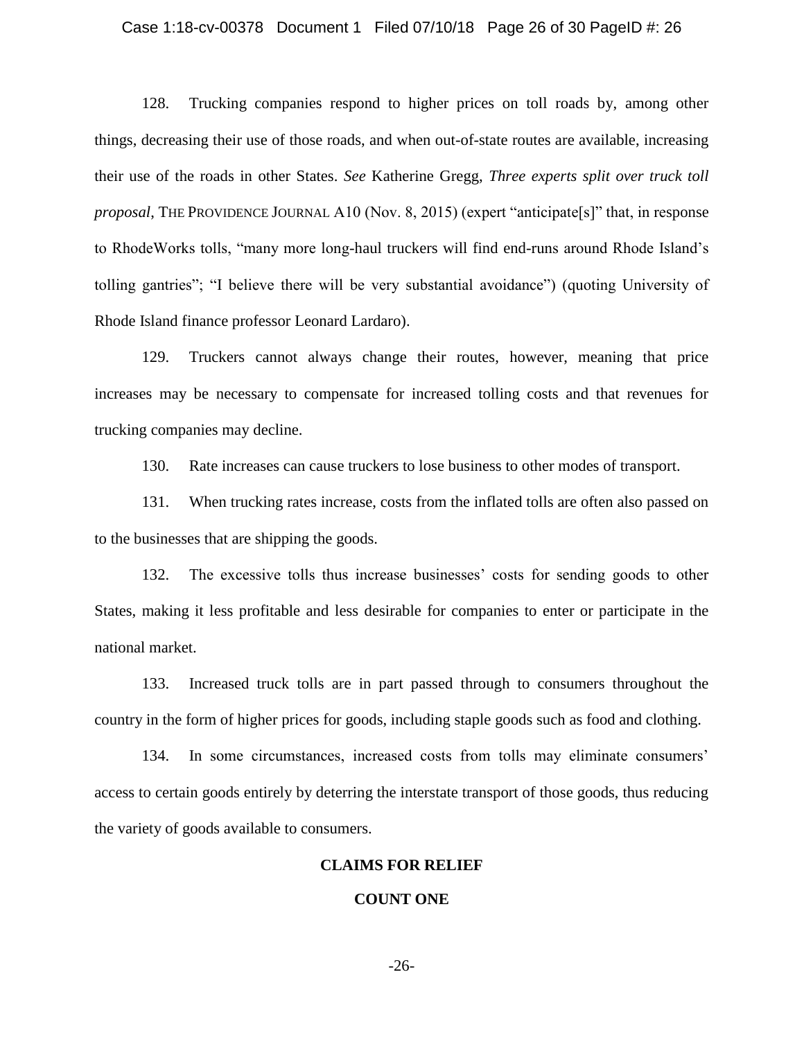128. Trucking companies respond to higher prices on toll roads by, among other things, decreasing their use of those roads, and when out-of-state routes are available, increasing their use of the roads in other States. *See* Katherine Gregg, *Three experts split over truck toll proposal*, THE PROVIDENCE JOURNAL A10 (Nov. 8, 2015) (expert "anticipate[s]" that, in response to RhodeWorks tolls, "many more long-haul truckers will find end-runs around Rhode Island's tolling gantries"; "I believe there will be very substantial avoidance") (quoting University of Rhode Island finance professor Leonard Lardaro).

129. Truckers cannot always change their routes, however, meaning that price increases may be necessary to compensate for increased tolling costs and that revenues for trucking companies may decline.

130. Rate increases can cause truckers to lose business to other modes of transport.

131. When trucking rates increase, costs from the inflated tolls are often also passed on to the businesses that are shipping the goods.

132. The excessive tolls thus increase businesses' costs for sending goods to other States, making it less profitable and less desirable for companies to enter or participate in the national market.

133. Increased truck tolls are in part passed through to consumers throughout the country in the form of higher prices for goods, including staple goods such as food and clothing.

134. In some circumstances, increased costs from tolls may eliminate consumers' access to certain goods entirely by deterring the interstate transport of those goods, thus reducing the variety of goods available to consumers.

## CLAIMS FOR RELIEF

### COUNT ONE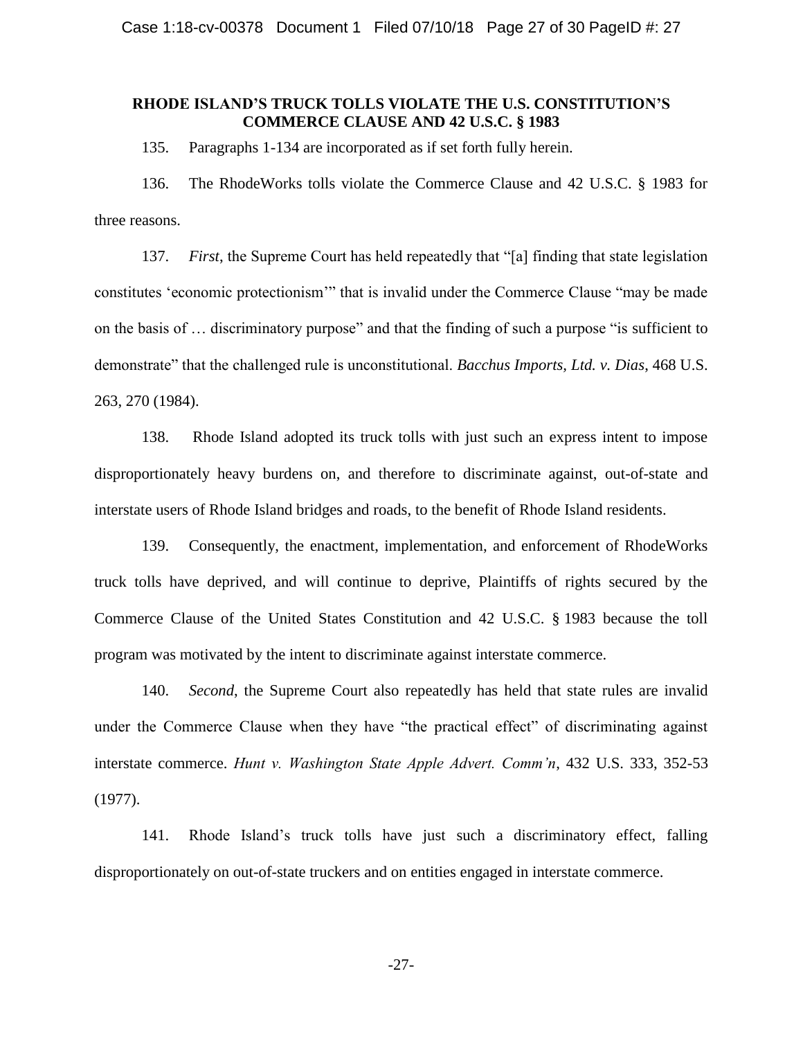## RHODE ISLAND'S TRUCK TOLLS VIOLATE THE U.S. CONSTITUTION'S COMMERCE CLAUSE AND 42 U.S.C. § 1983

135. Paragraphs 1-134 are incorporated as if set forth fully herein.

136. The RhodeWorks tolls violate the Commerce Clause and 42 U.S.C. § 1983 for three reasons.

137. *First*, the Supreme Court has held repeatedly that "[a] finding that state legislation constitutes 'economic protectionism'" that is invalid under the Commerce Clause "may be made on the basis of … discriminatory purpose" and that the finding of such a purpose "is sufficient to demonstrate" that the challenged rule is unconstitutional. *Bacchus Imports, Ltd. v. Dias*, 468 U.S. 263, 270 (1984).

138. Rhode Island adopted its truck tolls with just such an express intent to impose disproportionately heavy burdens on, and therefore to discriminate against, out-of-state and interstate users of Rhode Island bridges and roads, to the benefit of Rhode Island residents.

139. Consequently, the enactment, implementation, and enforcement of RhodeWorks truck tolls have deprived, and will continue to deprive, Plaintiffs of rights secured by the Commerce Clause of the United States Constitution and 42 U.S.C. § 1983 because the toll program was motivated by the intent to discriminate against interstate commerce.

140. *Second*, the Supreme Court also repeatedly has held that state rules are invalid under the Commerce Clause when they have "the practical effect" of discriminating against interstate commerce. *Hunt v. Washington State Apple Advert. Comm'n*, 432 U.S. 333, 352-53 (1977).

141. Rhode Island's truck tolls have just such a discriminatory effect, falling disproportionately on out-of-state truckers and on entities engaged in interstate commerce.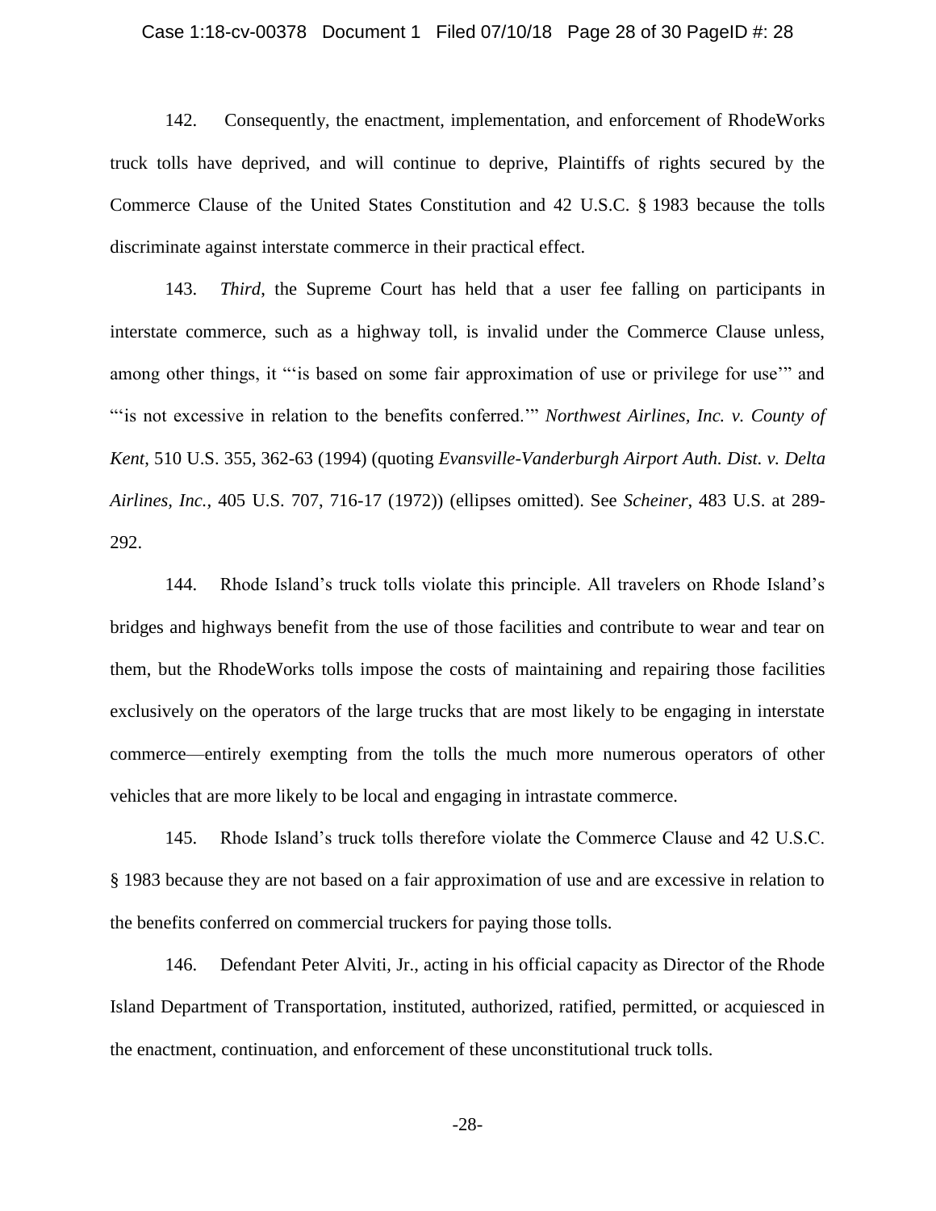142. Consequently, the enactment, implementation, and enforcement of RhodeWorks truck tolls have deprived, and will continue to deprive, Plaintiffs of rights secured by the Commerce Clause of the United States Constitution and 42 U.S.C. § 1983 because the tolls discriminate against interstate commerce in their practical effect.

143. *Third*, the Supreme Court has held that a user fee falling on participants in interstate commerce, such as a highway toll, is invalid under the Commerce Clause unless, among other things, it "'is based on some fair approximation of use or privilege for use'" and "'is not excessive in relation to the benefits conferred.'" *Northwest Airlines, Inc. v. County of Kent*, 510 U.S. 355, 362-63 (1994) (quoting *Evansville-Vanderburgh Airport Auth. Dist. v. Delta Airlines, Inc.*, 405 U.S. 707, 716-17 (1972)) (ellipses omitted). See *Scheiner*, 483 U.S. at 289-292.

144. Rhode Island's truck tolls violate this principle. All travelers on Rhode Island's bridges and highways benefit from the use of those facilities and contribute to wear and tear on them, but the RhodeWorks tolls impose the costs of maintaining and repairing those facilities exclusively on the operators of the large trucks that are most likely to be engaging in interstate commerce—entirely exempting from the tolls the much more numerous operators of other vehicles that are more likely to be local and engaging in intrastate commerce.

145. Rhode Island's truck tolls therefore violate the Commerce Clause and 42 U.S.C. § 1983 because they are not based on a fair approximation of use and are excessive in relation to the benefits conferred on commercial truckers for paying those tolls.

146. Defendant Peter Alviti, Jr., acting in his official capacity as Director of the Rhode Island Department of Transportation, instituted, authorized, ratified, permitted, or acquiesced in the enactment, continuation, and enforcement of these unconstitutional truck tolls.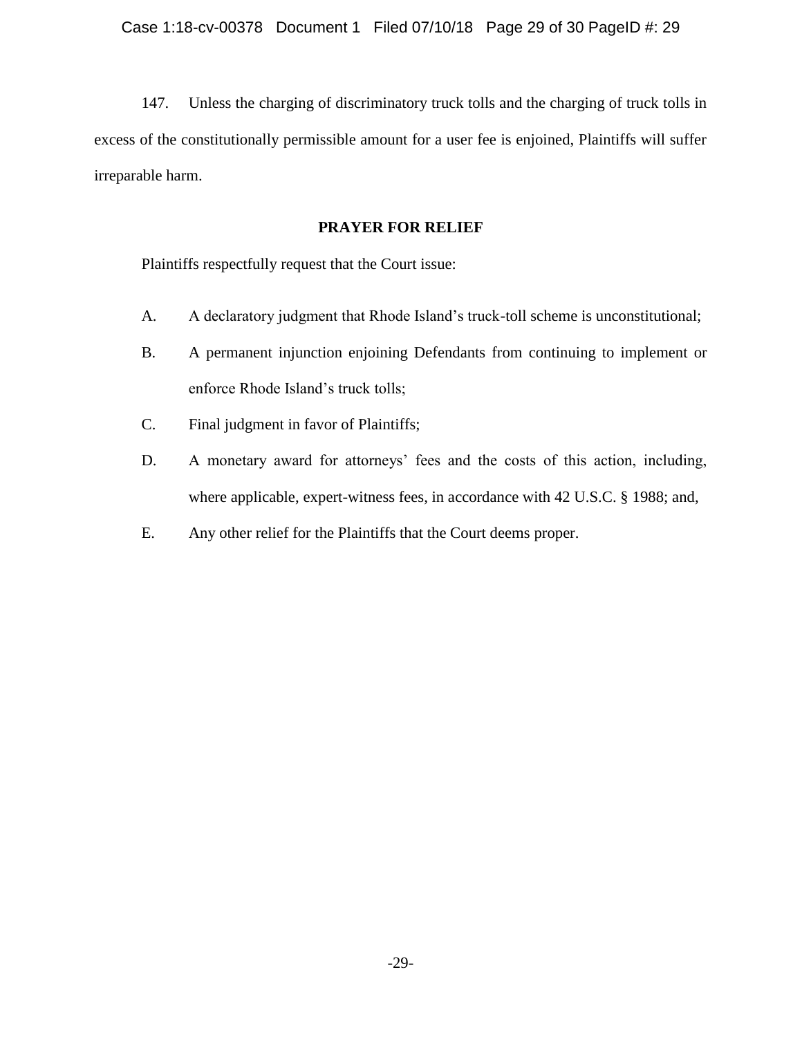147. Unless the charging of discriminatory truck tolls and the charging of truck tolls in excess of the constitutionally permissible amount for a user fee is enjoined, Plaintiffs will suffer irreparable harm.

## PRAYER FOR RELIEF

Plaintiffs respectfully request that the Court issue:

A. A declaratory judgment that Rhode Island's truck-toll scheme is unconstitutional;

B. A permanent injunction enjoining Defendants from continuing to implement or enforce Rhode Island's truck tolls;

C. Final judgment in favor of Plaintiffs;

D. A monetary award for attorneys' fees and the costs of this action, including, where applicable, expert-witness fees, in accordance with 42 U.S.C. § 1988; and,

E. Any other relief for the Plaintiffs that the Court deems proper.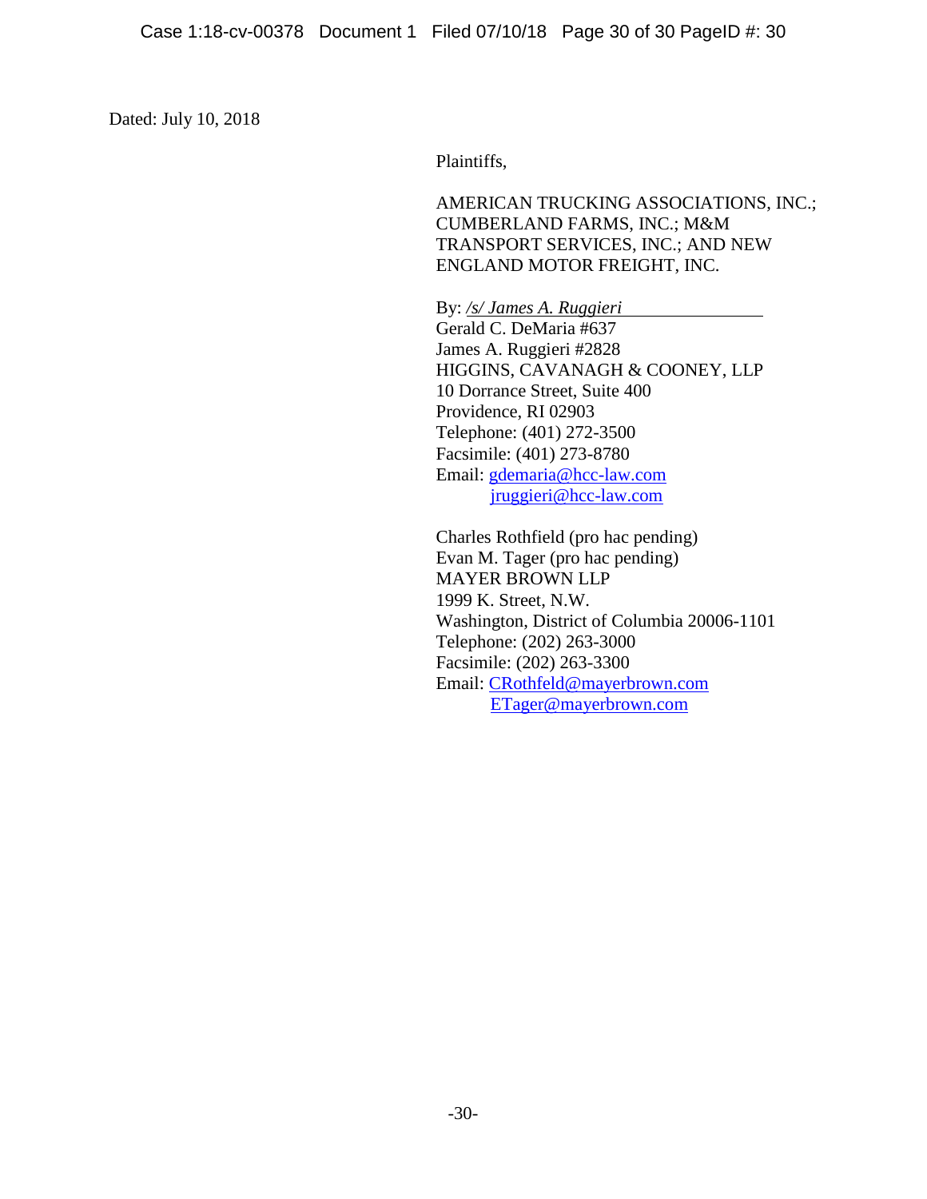Dated: July 10, 2018

Plaintiffs,

AMERICAN TRUCKING ASSOCIATIONS, INC.; CUMBERLAND FARMS, INC.; M&M TRANSPORT SERVICES, INC.; AND NEW ENGLAND MOTOR FREIGHT, INC.

By: */s/ James A. Ruggieri*
Gerald C. DeMaria #637
James A. Ruggieri #2828
HIGGINS, CAVANAGH & COONEY, LLP
10 Dorrance Street, Suite 400
Providence, RI 02903
Telephone: (401) 272-3500
Facsimile: (401) 273-8780
Email: gdemaria@hcc-law.com
jruggieri@hcc-law.com

Charles Rothfield (pro hac pending)
Evan M. Tager (pro hac pending)
MAYER BROWN LLP
1999 K. Street, N.W.
Washington, District of Columbia 20006-1101
Telephone: (202) 263-3000
Facsimile: (202) 263-3300
Email: CRothfeld@mayerbrown.com
ETager@mayerbrown.com